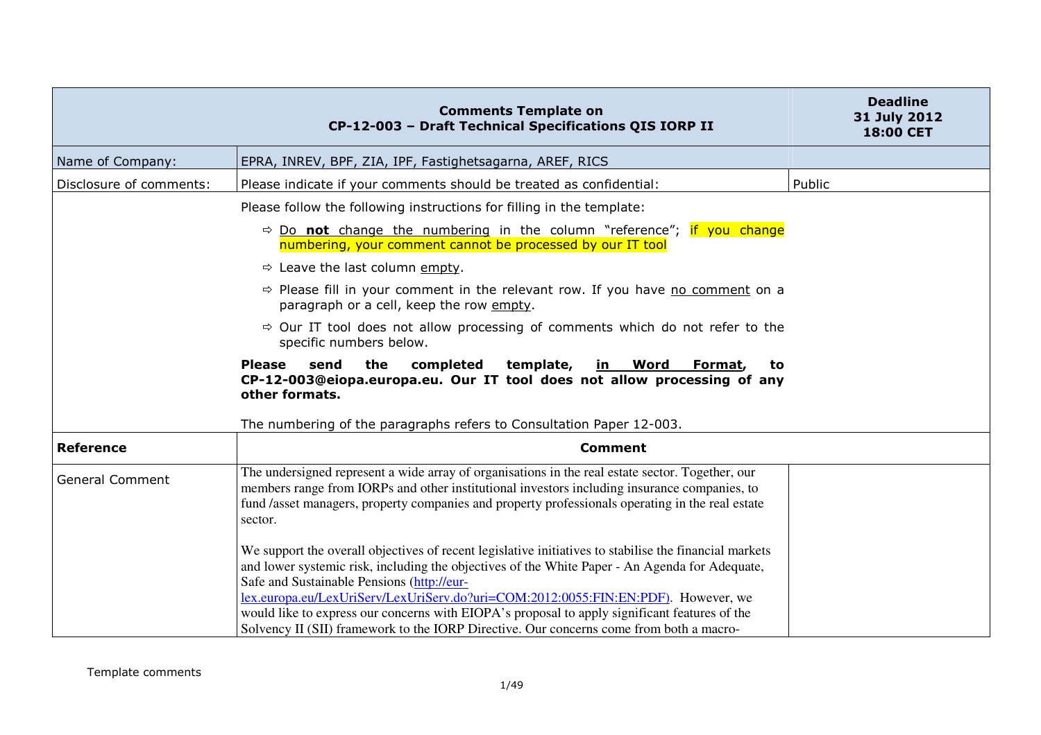| Comments Template on CP-12-003 – Draft Technical Specifications QIS IORP II | | Deadline 31 July 2012 18:00 CET |
|---|---|---|
| Name of Company: | EPRA, INREV, BPF, ZIA, IPF, Fastighetsagarna, AREF, RICS | |
| Disclosure of comments: | Please indicate if your comments should be treated as confidential: | Public |
| | Please follow the following instructions for filling in the template:<br><br>⇨ Do **not** change the numbering in the column "reference"; if you change numbering, your comment cannot be processed by our IT tool<br><br>⇨ Leave the last column empty.<br><br>⇨ Please fill in your comment in the relevant row. If you have no comment on a paragraph or a cell, keep the row empty.<br><br>⇨ Our IT tool does not allow processing of comments which do not refer to the specific numbers below.<br><br>**Please send the completed template, in Word Format, to CP-12-003@eiopa.europa.eu. Our IT tool does not allow processing of any other formats.**<br><br>The numbering of the paragraphs refers to Consultation Paper 12-003. | |
| **Reference** | **Comment** | |
| General Comment | The undersigned represent a wide array of organisations in the real estate sector. Together, our members range from IORPs and other institutional investors including insurance companies, to fund /asset managers, property companies and property professionals operating in the real estate sector.<br><br>We support the overall objectives of recent legislative initiatives to stabilise the financial markets and lower systemic risk, including the objectives of the White Paper - An Agenda for Adequate, Safe and Sustainable Pensions (http://eur-lex.europa.eu/LexUriServ/LexUriServ.do?uri=COM:2012:0055:FIN:EN:PDF). However, we would like to express our concerns with EIOPA's proposal to apply significant features of the Solvency II (SII) framework to the IORP Directive. Our concerns come from both a macro- | |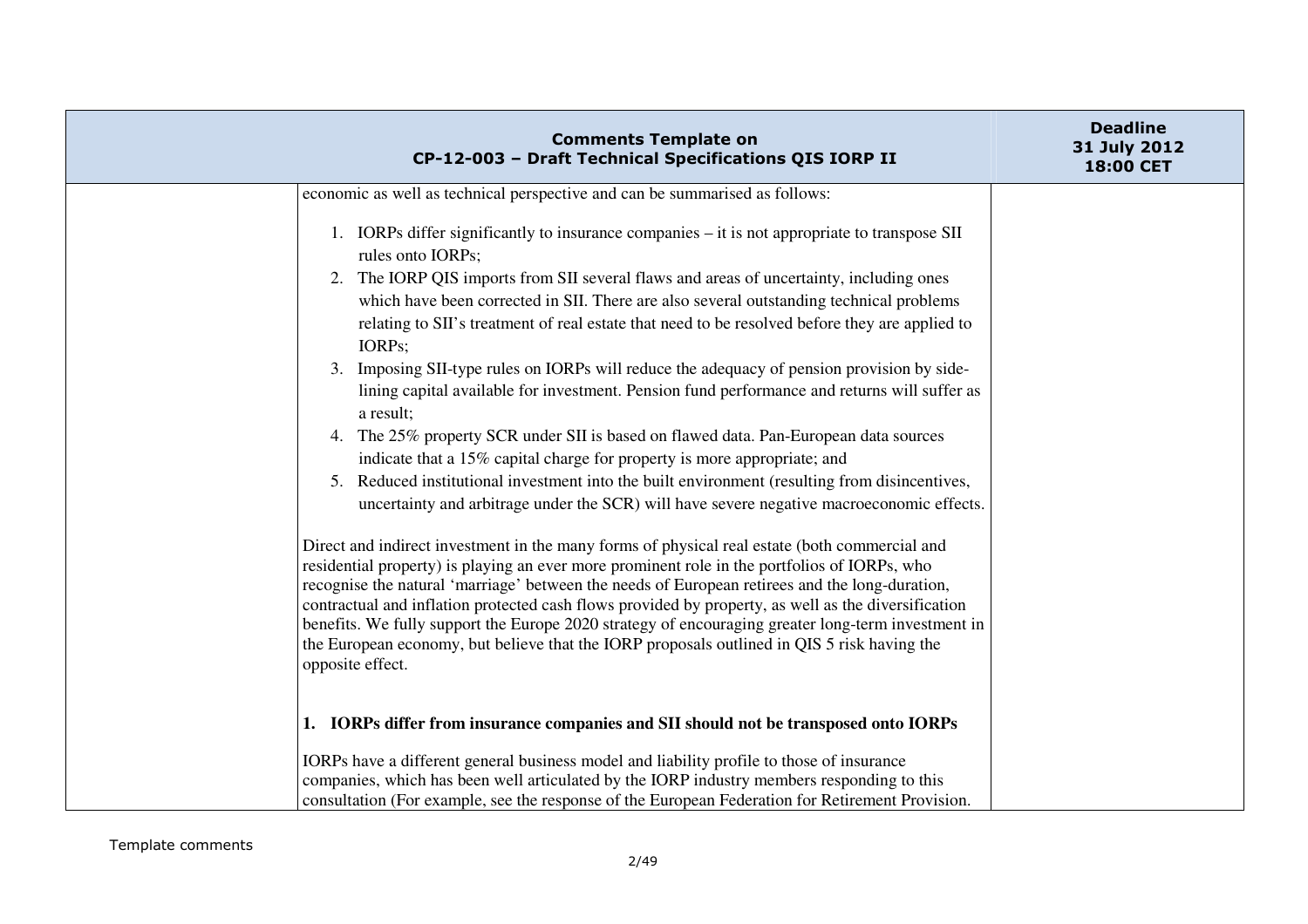economic as well as technical perspective and can be summarised as follows:

1. IORPs differ significantly to insurance companies – it is not appropriate to transpose SII rules onto IORPs;
2. The IORP QIS imports from SII several flaws and areas of uncertainty, including ones which have been corrected in SII. There are also several outstanding technical problems relating to SII's treatment of real estate that need to be resolved before they are applied to IORPs;
3. Imposing SII-type rules on IORPs will reduce the adequacy of pension provision by side-lining capital available for investment. Pension fund performance and returns will suffer as a result;
4. The 25% property SCR under SII is based on flawed data. Pan-European data sources indicate that a 15% capital charge for property is more appropriate; and
5. Reduced institutional investment into the built environment (resulting from disincentives, uncertainty and arbitrage under the SCR) will have severe negative macroeconomic effects.

Direct and indirect investment in the many forms of physical real estate (both commercial and residential property) is playing an ever more prominent role in the portfolios of IORPs, who recognise the natural 'marriage' between the needs of European retirees and the long-duration, contractual and inflation protected cash flows provided by property, as well as the diversification benefits. We fully support the Europe 2020 strategy of encouraging greater long-term investment in the European economy, but believe that the IORP proposals outlined in QIS 5 risk having the opposite effect.

**1. IORPs differ from insurance companies and SII should not be transposed onto IORPs**

IORPs have a different general business model and liability profile to those of insurance companies, which has been well articulated by the IORP industry members responding to this consultation (For example, see the response of the European Federation for Retirement Provision.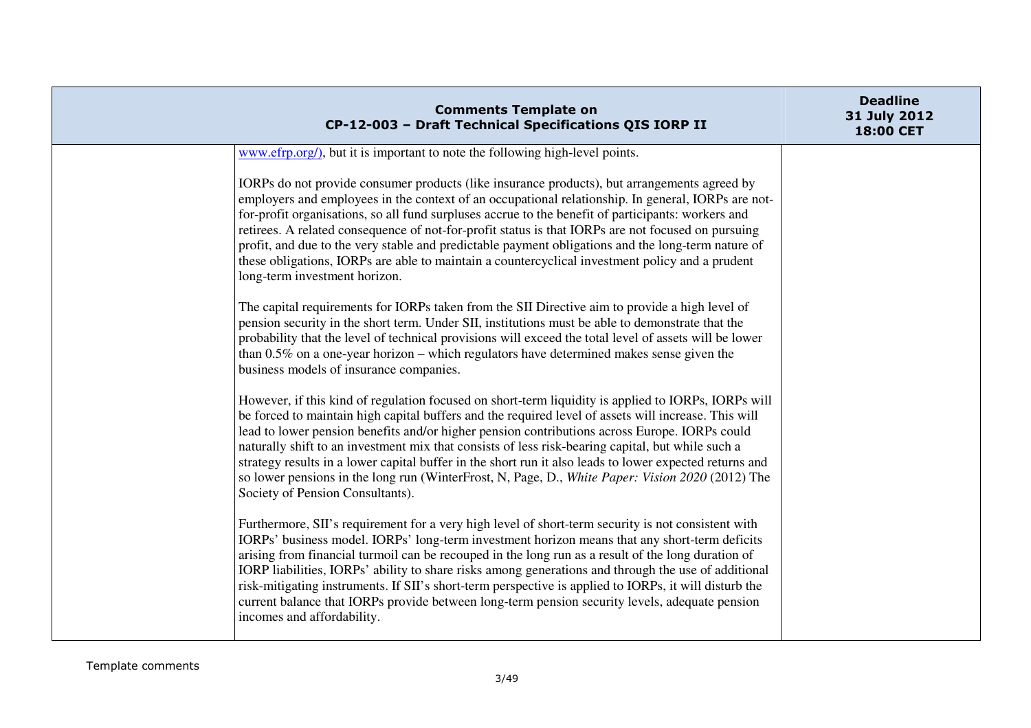| | | |
|---|---|---|
| | www.efrp.org/), but it is important to note the following high-level points.<br><br>IORPs do not provide consumer products (like insurance products), but arrangements agreed by employers and employees in the context of an occupational relationship. In general, IORPs are not-for-profit organisations, so all fund surpluses accrue to the benefit of participants: workers and retirees. A related consequence of not-for-profit status is that IORPs are not focused on pursuing profit, and due to the very stable and predictable payment obligations and the long-term nature of these obligations, IORPs are able to maintain a countercyclical investment policy and a prudent long-term investment horizon.<br><br>The capital requirements for IORPs taken from the SII Directive aim to provide a high level of pension security in the short term. Under SII, institutions must be able to demonstrate that the probability that the level of technical provisions will exceed the total level of assets will be lower than 0.5% on a one-year horizon – which regulators have determined makes sense given the business models of insurance companies.<br><br>However, if this kind of regulation focused on short-term liquidity is applied to IORPs, IORPs will be forced to maintain high capital buffers and the required level of assets will increase. This will lead to lower pension benefits and/or higher pension contributions across Europe. IORPs could naturally shift to an investment mix that consists of less risk-bearing capital, but while such a strategy results in a lower capital buffer in the short run it also leads to lower expected returns and so lower pensions in the long run (WinterFrost, N, Page, D., *White Paper: Vision 2020* (2012) The Society of Pension Consultants).<br><br>Furthermore, SII's requirement for a very high level of short-term security is not consistent with IORPs' business model. IORPs' long-term investment horizon means that any short-term deficits arising from financial turmoil can be recouped in the long run as a result of the long duration of IORP liabilities, IORPs' ability to share risks among generations and through the use of additional risk-mitigating instruments. If SII's short-term perspective is applied to IORPs, it will disturb the current balance that IORPs provide between long-term pension security levels, adequate pension incomes and affordability. | |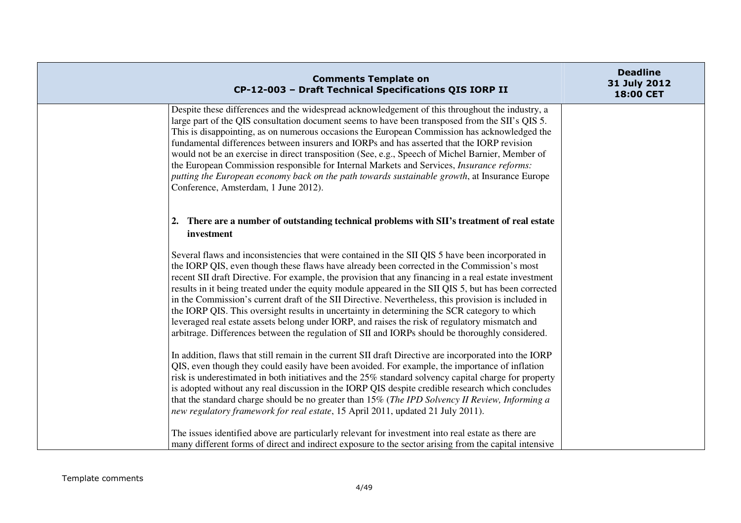| Comments Template on CP-12-003 – Draft Technical Specifications QIS IORP II | | Deadline 31 July 2012 18:00 CET |
|---|---|---|
| | Despite these differences and the widespread acknowledgement of this throughout the industry, a large part of the QIS consultation document seems to have been transposed from the SII's QIS 5. This is disappointing, as on numerous occasions the European Commission has acknowledged the fundamental differences between insurers and IORPs and has asserted that the IORP revision would not be an exercise in direct transposition (See, e.g., Speech of Michel Barnier, Member of the European Commission responsible for Internal Markets and Services, *Insurance reforms: putting the European economy back on the path towards sustainable growth*, at Insurance Europe Conference, Amsterdam, 1 June 2012).<br><br>**2. There are a number of outstanding technical problems with SII's treatment of real estate investment**<br><br>Several flaws and inconsistencies that were contained in the SII QIS 5 have been incorporated in the IORP QIS, even though these flaws have already been corrected in the Commission's most recent SII draft Directive. For example, the provision that any financing in a real estate investment results in it being treated under the equity module appeared in the SII QIS 5, but has been corrected in the Commission's current draft of the SII Directive. Nevertheless, this provision is included in the IORP QIS. This oversight results in uncertainty in determining the SCR category to which leveraged real estate assets belong under IORP, and raises the risk of regulatory mismatch and arbitrage. Differences between the regulation of SII and IORPs should be thoroughly considered.<br><br>In addition, flaws that still remain in the current SII draft Directive are incorporated into the IORP QIS, even though they could easily have been avoided. For example, the importance of inflation risk is underestimated in both initiatives and the 25% standard solvency capital charge for property is adopted without any real discussion in the IORP QIS despite credible research which concludes that the standard charge should be no greater than 15% (*The IPD Solvency II Review, Informing a new regulatory framework for real estate*, 15 April 2011, updated 21 July 2011).<br><br>The issues identified above are particularly relevant for investment into real estate as there are many different forms of direct and indirect exposure to the sector arising from the capital intensive | |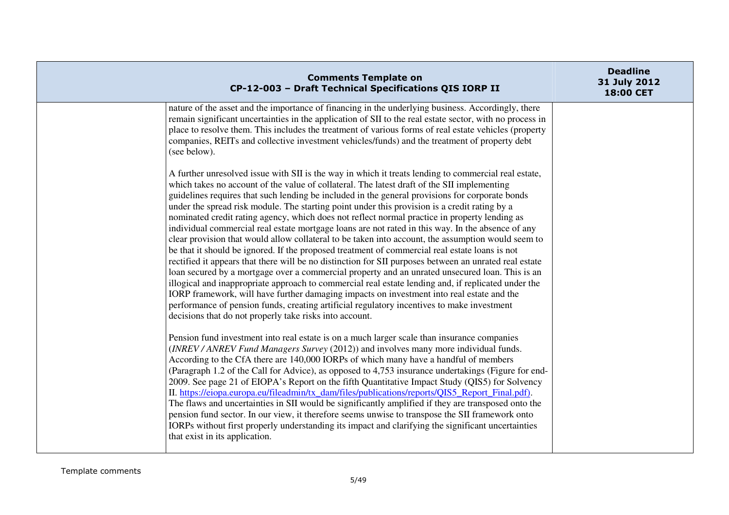| | Comments Template on CP-12-003 – Draft Technical Specifications QIS IORP II | Deadline 31 July 2012 18:00 CET |
|---|---|---|
| | nature of the asset and the importance of financing in the underlying business. Accordingly, there remain significant uncertainties in the application of SII to the real estate sector, with no process in place to resolve them. This includes the treatment of various forms of real estate vehicles (property companies, REITs and collective investment vehicles/funds) and the treatment of property debt (see below).<br><br>A further unresolved issue with SII is the way in which it treats lending to commercial real estate, which takes no account of the value of collateral. The latest draft of the SII implementing guidelines requires that such lending be included in the general provisions for corporate bonds under the spread risk module. The starting point under this provision is a credit rating by a nominated credit rating agency, which does not reflect normal practice in property lending as individual commercial real estate mortgage loans are not rated in this way. In the absence of any clear provision that would allow collateral to be taken into account, the assumption would seem to be that it should be ignored. If the proposed treatment of commercial real estate loans is not rectified it appears that there will be no distinction for SII purposes between an unrated real estate loan secured by a mortgage over a commercial property and an unrated unsecured loan. This is an illogical and inappropriate approach to commercial real estate lending and, if replicated under the IORP framework, will have further damaging impacts on investment into real estate and the performance of pension funds, creating artificial regulatory incentives to make investment decisions that do not properly take risks into account.<br><br>Pension fund investment into real estate is on a much larger scale than insurance companies (*INREV / ANREV Fund Managers Survey* (2012)) and involves many more individual funds. According to the CfA there are 140,000 IORPs of which many have a handful of members (Paragraph 1.2 of the Call for Advice), as opposed to 4,753 insurance undertakings (Figure for end-2009. See page 21 of EIOPA's Report on the fifth Quantitative Impact Study (QIS5) for Solvency II. https://eiopa.europa.eu/fileadmin/tx_dam/files/publications/reports/QIS5_Report_Final.pdf). The flaws and uncertainties in SII would be significantly amplified if they are transposed onto the pension fund sector. In our view, it therefore seems unwise to transpose the SII framework onto IORPs without first properly understanding its impact and clarifying the significant uncertainties that exist in its application. | |

Template comments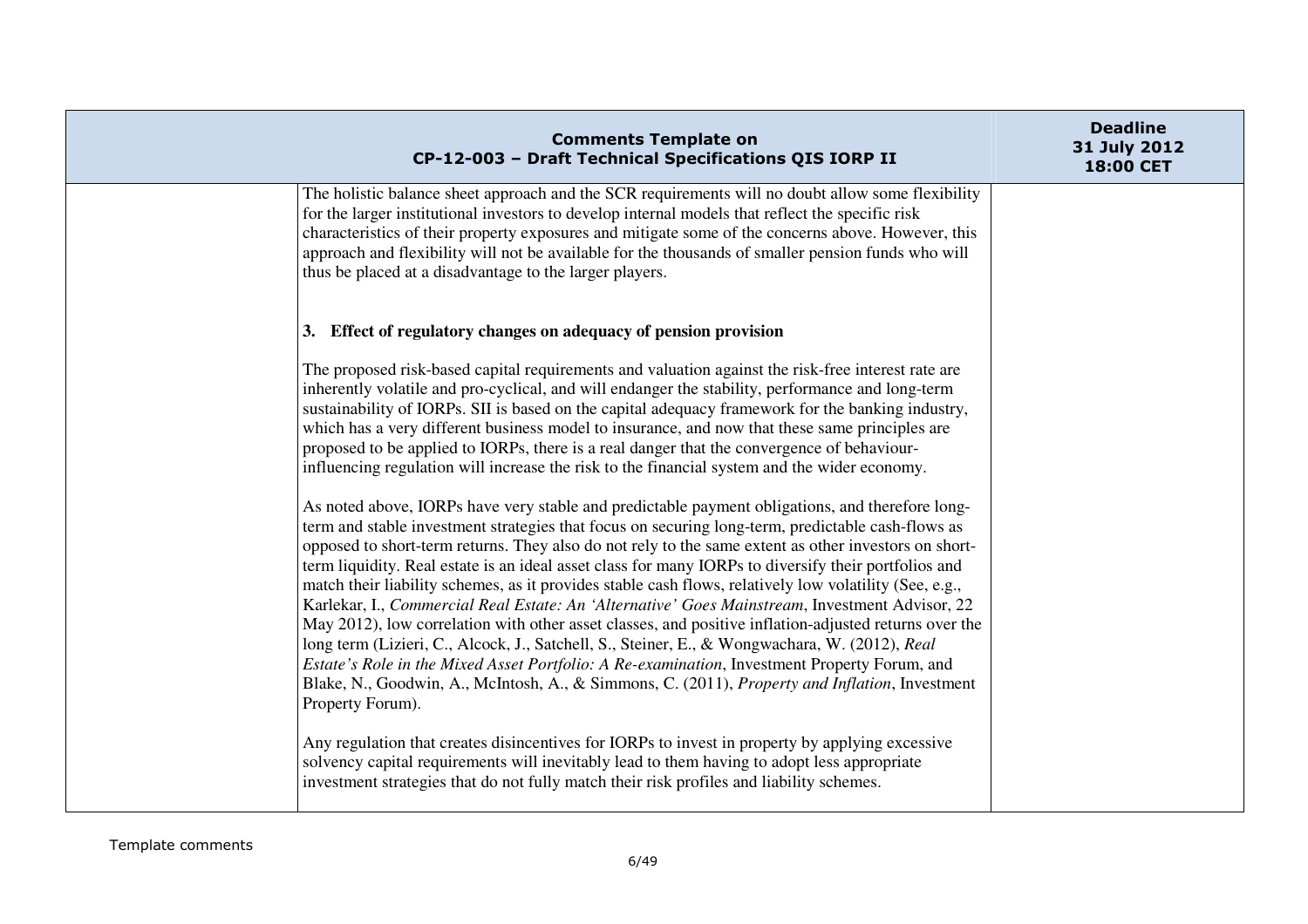The holistic balance sheet approach and the SCR requirements will no doubt allow some flexibility for the larger institutional investors to develop internal models that reflect the specific risk characteristics of their property exposures and mitigate some of the concerns above. However, this approach and flexibility will not be available for the thousands of smaller pension funds who will thus be placed at a disadvantage to the larger players.

**3. Effect of regulatory changes on adequacy of pension provision**

The proposed risk-based capital requirements and valuation against the risk-free interest rate are inherently volatile and pro-cyclical, and will endanger the stability, performance and long-term sustainability of IORPs. SII is based on the capital adequacy framework for the banking industry, which has a very different business model to insurance, and now that these same principles are proposed to be applied to IORPs, there is a real danger that the convergence of behaviour-influencing regulation will increase the risk to the financial system and the wider economy.

As noted above, IORPs have very stable and predictable payment obligations, and therefore long-term and stable investment strategies that focus on securing long-term, predictable cash-flows as opposed to short-term returns. They also do not rely to the same extent as other investors on short-term liquidity. Real estate is an ideal asset class for many IORPs to diversify their portfolios and match their liability schemes, as it provides stable cash flows, relatively low volatility (See, e.g., Karlekar, I., *Commercial Real Estate: An 'Alternative' Goes Mainstream*, Investment Advisor, 22 May 2012), low correlation with other asset classes, and positive inflation-adjusted returns over the long term (Lizieri, C., Alcock, J., Satchell, S., Steiner, E., & Wongwachara, W. (2012), *Real Estate's Role in the Mixed Asset Portfolio: A Re-examination*, Investment Property Forum, and Blake, N., Goodwin, A., McIntosh, A., & Simmons, C. (2011), *Property and Inflation*, Investment Property Forum).

Any regulation that creates disincentives for IORPs to invest in property by applying excessive solvency capital requirements will inevitably lead to them having to adopt less appropriate investment strategies that do not fully match their risk profiles and liability schemes.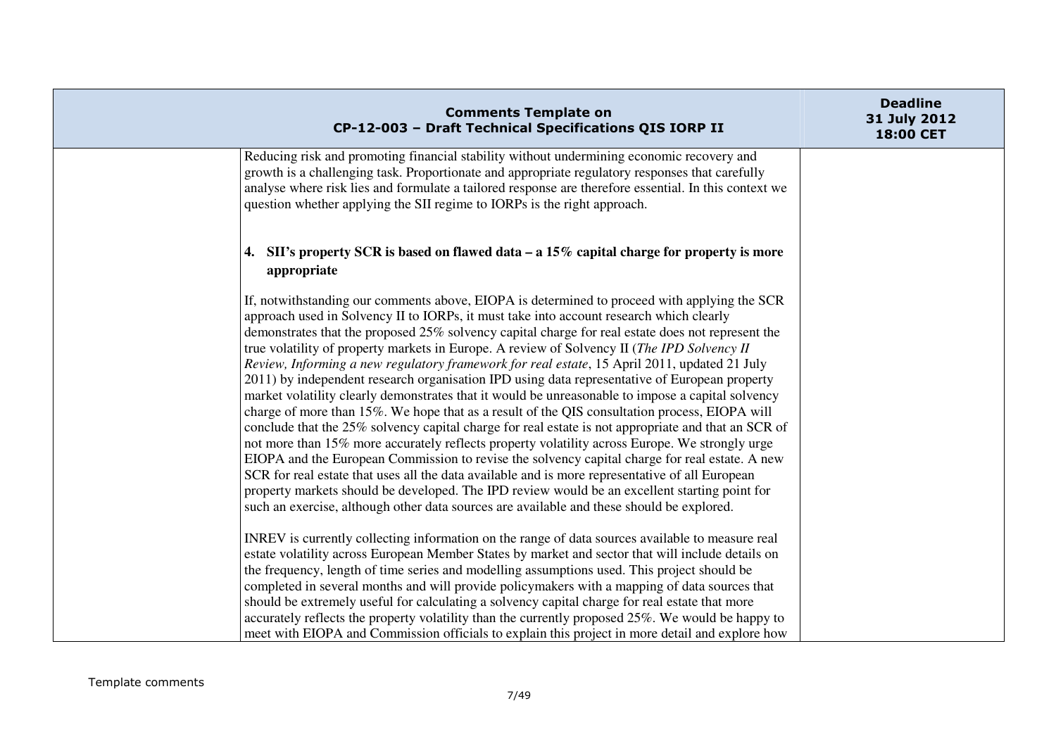| | | |
|---|---|---|
| | Reducing risk and promoting financial stability without undermining economic recovery and growth is a challenging task. Proportionate and appropriate regulatory responses that carefully analyse where risk lies and formulate a tailored response are therefore essential. In this context we question whether applying the SII regime to IORPs is the right approach.<br><br>**4. SII's property SCR is based on flawed data – a 15% capital charge for property is more appropriate**<br><br>If, notwithstanding our comments above, EIOPA is determined to proceed with applying the SCR approach used in Solvency II to IORPs, it must take into account research which clearly demonstrates that the proposed 25% solvency capital charge for real estate does not represent the true volatility of property markets in Europe. A review of Solvency II (*The IPD Solvency II Review, Informing a new regulatory framework for real estate*, 15 April 2011, updated 21 July 2011) by independent research organisation IPD using data representative of European property market volatility clearly demonstrates that it would be unreasonable to impose a capital solvency charge of more than 15%. We hope that as a result of the QIS consultation process, EIOPA will conclude that the 25% solvency capital charge for real estate is not appropriate and that an SCR of not more than 15% more accurately reflects property volatility across Europe. We strongly urge EIOPA and the European Commission to revise the solvency capital charge for real estate. A new SCR for real estate that uses all the data available and is more representative of all European property markets should be developed. The IPD review would be an excellent starting point for such an exercise, although other data sources are available and these should be explored.<br><br>INREV is currently collecting information on the range of data sources available to measure real estate volatility across European Member States by market and sector that will include details on the frequency, length of time series and modelling assumptions used. This project should be completed in several months and will provide policymakers with a mapping of data sources that should be extremely useful for calculating a solvency capital charge for real estate that more accurately reflects the property volatility than the currently proposed 25%. We would be happy to meet with EIOPA and Commission officials to explain this project in more detail and explore how | |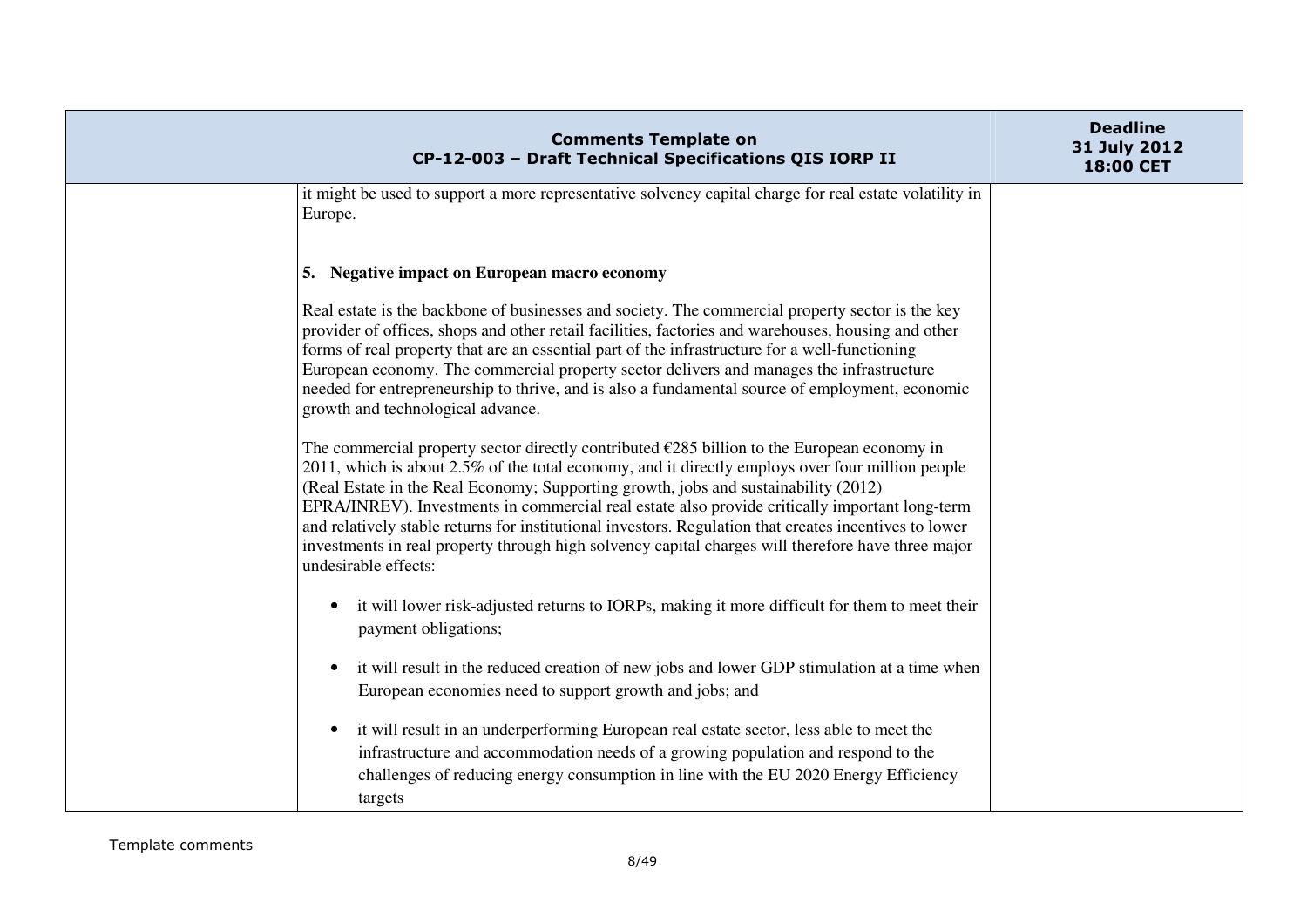it might be used to support a more representative solvency capital charge for real estate volatility in Europe.

**5. Negative impact on European macro economy**

Real estate is the backbone of businesses and society. The commercial property sector is the key provider of offices, shops and other retail facilities, factories and warehouses, housing and other forms of real property that are an essential part of the infrastructure for a well-functioning European economy. The commercial property sector delivers and manages the infrastructure needed for entrepreneurship to thrive, and is also a fundamental source of employment, economic growth and technological advance.

The commercial property sector directly contributed €285 billion to the European economy in 2011, which is about 2.5% of the total economy, and it directly employs over four million people (Real Estate in the Real Economy; Supporting growth, jobs and sustainability (2012) EPRA/INREV). Investments in commercial real estate also provide critically important long-term and relatively stable returns for institutional investors. Regulation that creates incentives to lower investments in real property through high solvency capital charges will therefore have three major undesirable effects:

- it will lower risk-adjusted returns to IORPs, making it more difficult for them to meet their payment obligations;
- it will result in the reduced creation of new jobs and lower GDP stimulation at a time when European economies need to support growth and jobs; and
- it will result in an underperforming European real estate sector, less able to meet the infrastructure and accommodation needs of a growing population and respond to the challenges of reducing energy consumption in line with the EU 2020 Energy Efficiency targets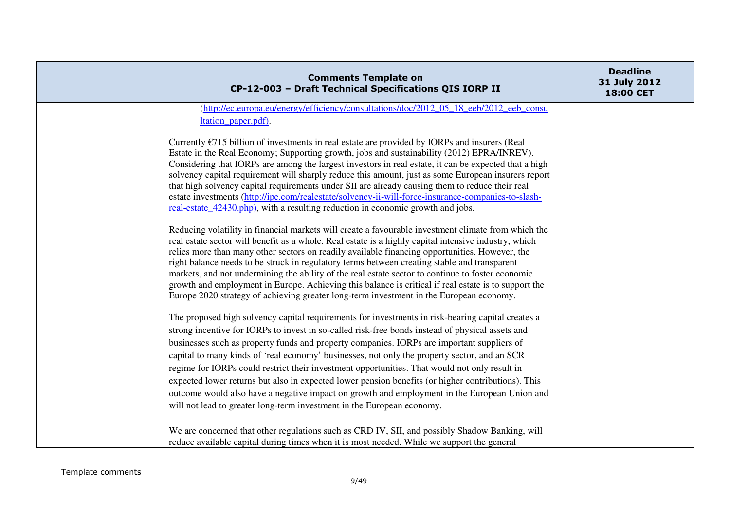| Comments Template on CP-12-003 – Draft Technical Specifications QIS IORP II | | Deadline 31 July 2012 18:00 CET |
|---|---|---|
| | (http://ec.europa.eu/energy/efficiency/consultations/doc/2012_05_18_eeb/2012_eeb_consultation_paper.pdf).<br><br>Currently €715 billion of investments in real estate are provided by IORPs and insurers (Real Estate in the Real Economy; Supporting growth, jobs and sustainability (2012) EPRA/INREV). Considering that IORPs are among the largest investors in real estate, it can be expected that a high solvency capital requirement will sharply reduce this amount, just as some European insurers report that high solvency capital requirements under SII are already causing them to reduce their real estate investments (http://ipe.com/realestate/solvency-ii-will-force-insurance-companies-to-slash-real-estate_42430.php), with a resulting reduction in economic growth and jobs.<br><br>Reducing volatility in financial markets will create a favourable investment climate from which the real estate sector will benefit as a whole. Real estate is a highly capital intensive industry, which relies more than many other sectors on readily available financing opportunities. However, the right balance needs to be struck in regulatory terms between creating stable and transparent markets, and not undermining the ability of the real estate sector to continue to foster economic growth and employment in Europe. Achieving this balance is critical if real estate is to support the Europe 2020 strategy of achieving greater long-term investment in the European economy.<br><br>The proposed high solvency capital requirements for investments in risk-bearing capital creates a strong incentive for IORPs to invest in so-called risk-free bonds instead of physical assets and businesses such as property funds and property companies. IORPs are important suppliers of capital to many kinds of 'real economy' businesses, not only the property sector, and an SCR regime for IORPs could restrict their investment opportunities. That would not only result in expected lower returns but also in expected lower pension benefits (or higher contributions). This outcome would also have a negative impact on growth and employment in the European Union and will not lead to greater long-term investment in the European economy.<br><br>We are concerned that other regulations such as CRD IV, SII, and possibly Shadow Banking, will reduce available capital during times when it is most needed. While we support the general | |

Template comments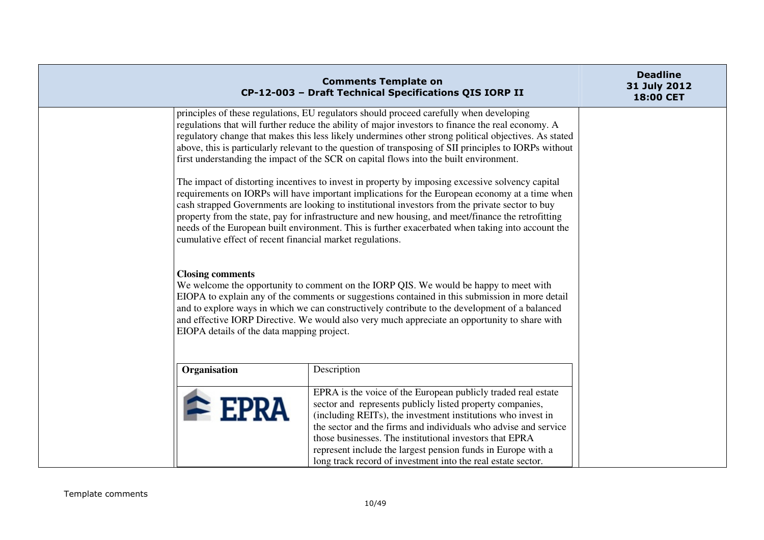principles of these regulations, EU regulators should proceed carefully when developing regulations that will further reduce the ability of major investors to finance the real economy. A regulatory change that makes this less likely undermines other strong political objectives. As stated above, this is particularly relevant to the question of transposing of SII principles to IORPs without first understanding the impact of the SCR on capital flows into the built environment.

The impact of distorting incentives to invest in property by imposing excessive solvency capital requirements on IORPs will have important implications for the European economy at a time when cash strapped Governments are looking to institutional investors from the private sector to buy property from the state, pay for infrastructure and new housing, and meet/finance the retrofitting needs of the European built environment. This is further exacerbated when taking into account the cumulative effect of recent financial market regulations.

**Closing comments**

We welcome the opportunity to comment on the IORP QIS. We would be happy to meet with EIOPA to explain any of the comments or suggestions contained in this submission in more detail and to explore ways in which we can constructively contribute to the development of a balanced and effective IORP Directive. We would also very much appreciate an opportunity to share with EIOPA details of the data mapping project.

| **Organisation** | Description |
|---|---|
| EPRA | EPRA is the voice of the European publicly traded real estate sector and represents publicly listed property companies, (including REITs), the investment institutions who invest in the sector and the firms and individuals who advise and service those businesses. The institutional investors that EPRA represent include the largest pension funds in Europe with a long track record of investment into the real estate sector. |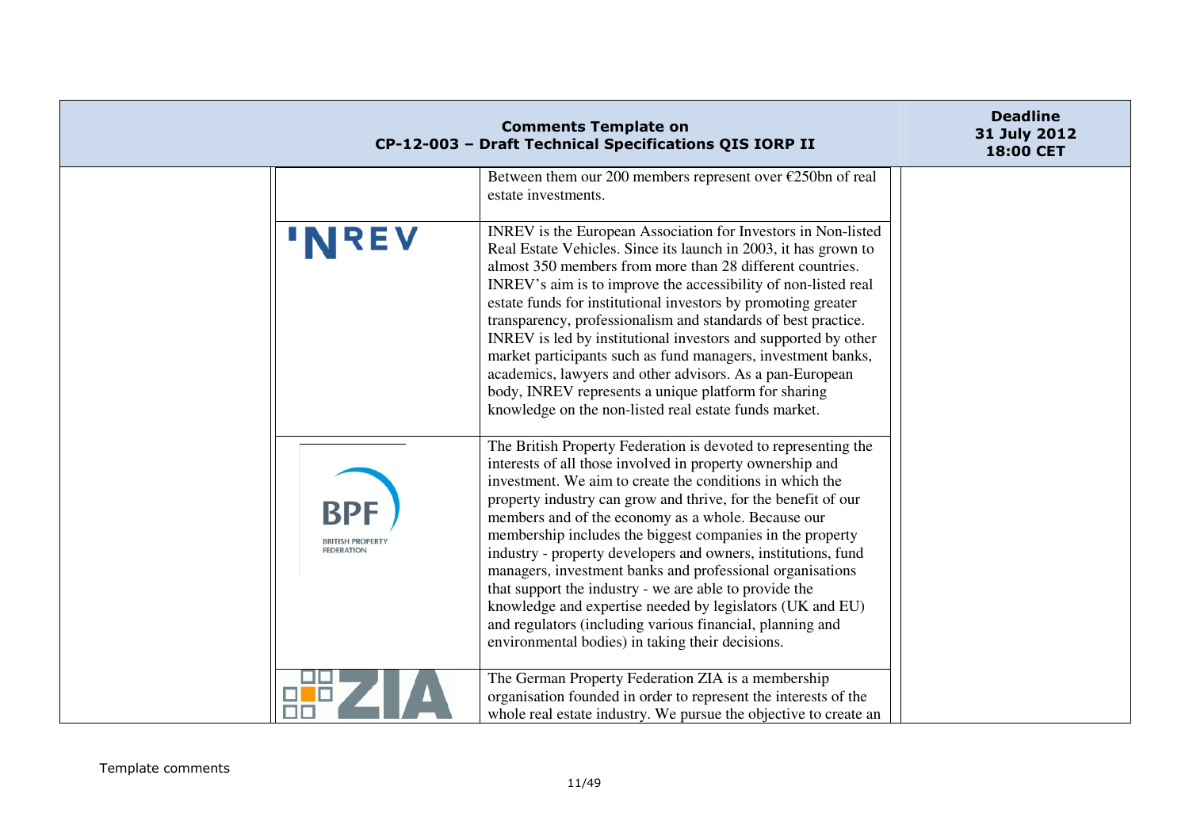| | | | |
|---|---|---|---|
| | | Between them our 200 members represent over €250bn of real estate investments. | |
| | INREV | INREV is the European Association for Investors in Non-listed Real Estate Vehicles. Since its launch in 2003, it has grown to almost 350 members from more than 28 different countries. INREV's aim is to improve the accessibility of non-listed real estate funds for institutional investors by promoting greater transparency, professionalism and standards of best practice. INREV is led by institutional investors and supported by other market participants such as fund managers, investment banks, academics, lawyers and other advisors. As a pan-European body, INREV represents a unique platform for sharing knowledge on the non-listed real estate funds market. | |
| | BPF BRITISH PROPERTY FEDERATION | The British Property Federation is devoted to representing the interests of all those involved in property ownership and investment. We aim to create the conditions in which the property industry can grow and thrive, for the benefit of our members and of the economy as a whole. Because our membership includes the biggest companies in the property industry - property developers and owners, institutions, fund managers, investment banks and professional organisations that support the industry - we are able to provide the knowledge and expertise needed by legislators (UK and EU) and regulators (including various financial, planning and environmental bodies) in taking their decisions. | |
| | ZIA | The German Property Federation ZIA is a membership organisation founded in order to represent the interests of the whole real estate industry. We pursue the objective to create an | |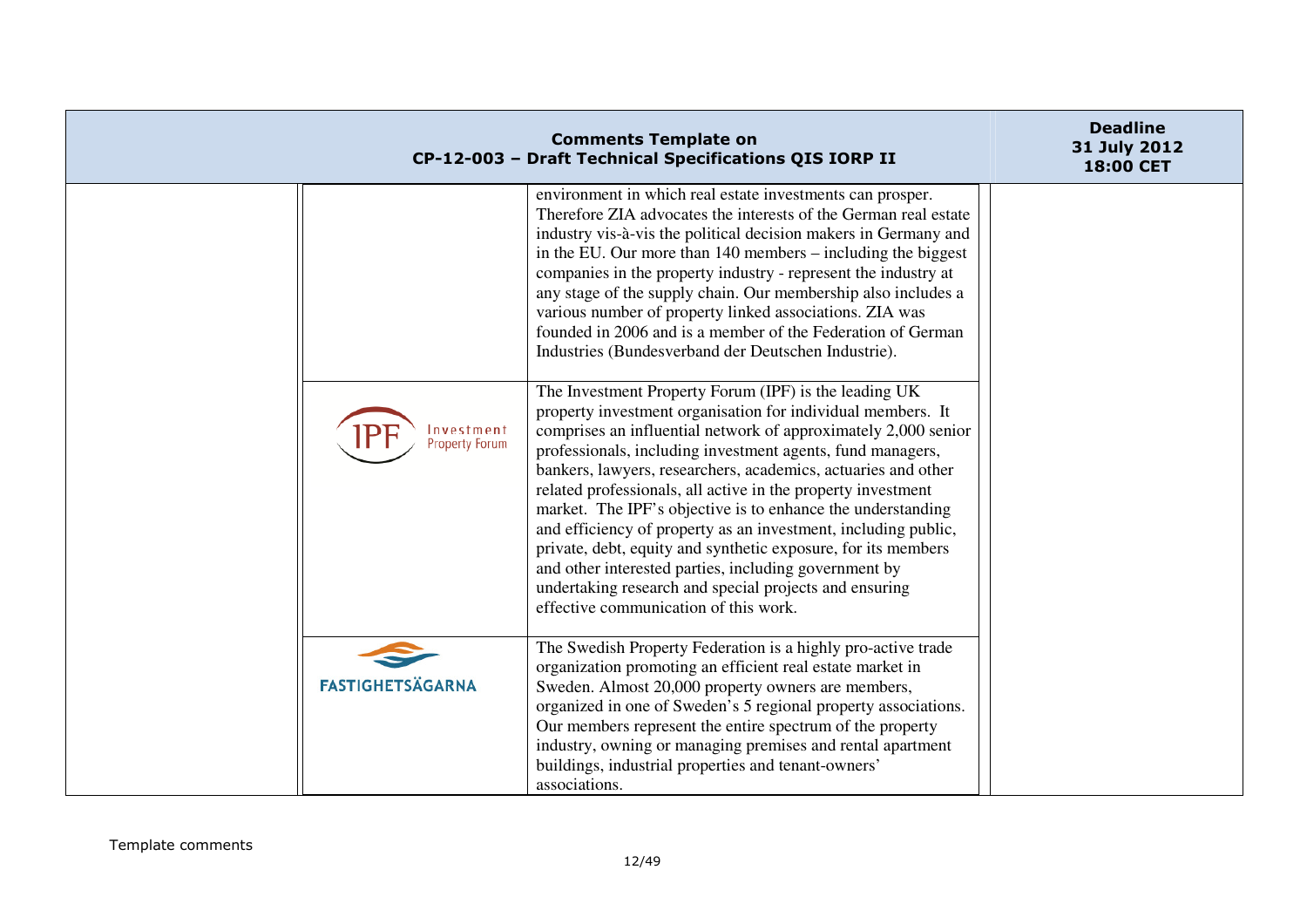| | | | |
|---|---|---|---|
| | | environment in which real estate investments can prosper. Therefore ZIA advocates the interests of the German real estate industry vis-à-vis the political decision makers in Germany and in the EU. Our more than 140 members – including the biggest companies in the property industry - represent the industry at any stage of the supply chain. Our membership also includes a various number of property linked associations. ZIA was founded in 2006 and is a member of the Federation of German Industries (Bundesverband der Deutschen Industrie). | |
| | IPF Investment Property Forum | The Investment Property Forum (IPF) is the leading UK property investment organisation for individual members. It comprises an influential network of approximately 2,000 senior professionals, including investment agents, fund managers, bankers, lawyers, researchers, academics, actuaries and other related professionals, all active in the property investment market. The IPF's objective is to enhance the understanding and efficiency of property as an investment, including public, private, debt, equity and synthetic exposure, for its members and other interested parties, including government by undertaking research and special projects and ensuring effective communication of this work. | |
| | FASTIGHETSÄGARNA | The Swedish Property Federation is a highly pro-active trade organization promoting an efficient real estate market in Sweden. Almost 20,000 property owners are members, organized in one of Sweden's 5 regional property associations. Our members represent the entire spectrum of the property industry, owning or managing premises and rental apartment buildings, industrial properties and tenant-owners' associations. | |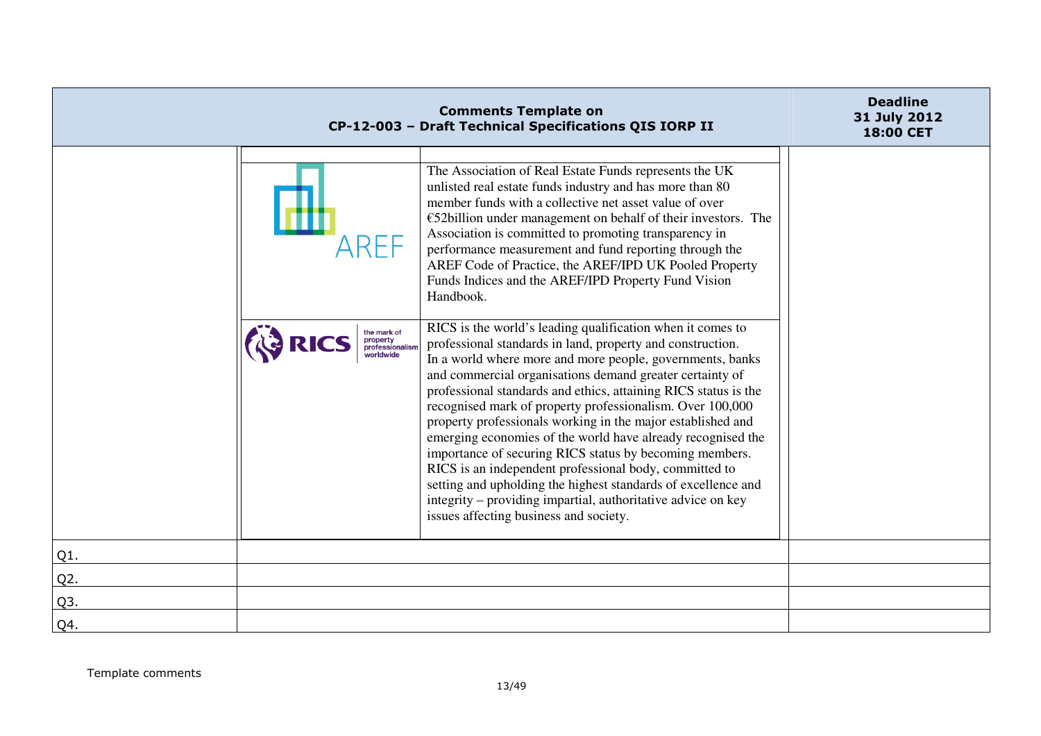| Comments Template on CP-12-003 – Draft Technical Specifications QIS IORP II | | Deadline 31 July 2012 18:00 CET |
|---|---|---|
| | AREF — The Association of Real Estate Funds represents the UK unlisted real estate funds industry and has more than 80 member funds with a collective net asset value of over €52billion under management on behalf of their investors. The Association is committed to promoting transparency in performance measurement and fund reporting through the AREF Code of Practice, the AREF/IPD UK Pooled Property Funds Indices and the AREF/IPD Property Fund Vision Handbook.<br><br>RICS the mark of property professionalism worldwide — RICS is the world's leading qualification when it comes to professional standards in land, property and construction. In a world where more and more people, governments, banks and commercial organisations demand greater certainty of professional standards and ethics, attaining RICS status is the recognised mark of property professionalism. Over 100,000 property professionals working in the major established and emerging economies of the world have already recognised the importance of securing RICS status by becoming members. RICS is an independent professional body, committed to setting and upholding the highest standards of excellence and integrity – providing impartial, authoritative advice on key issues affecting business and society. | |
| Q1. | | |
| Q2. | | |
| Q3. | | |
| Q4. | | |

Template comments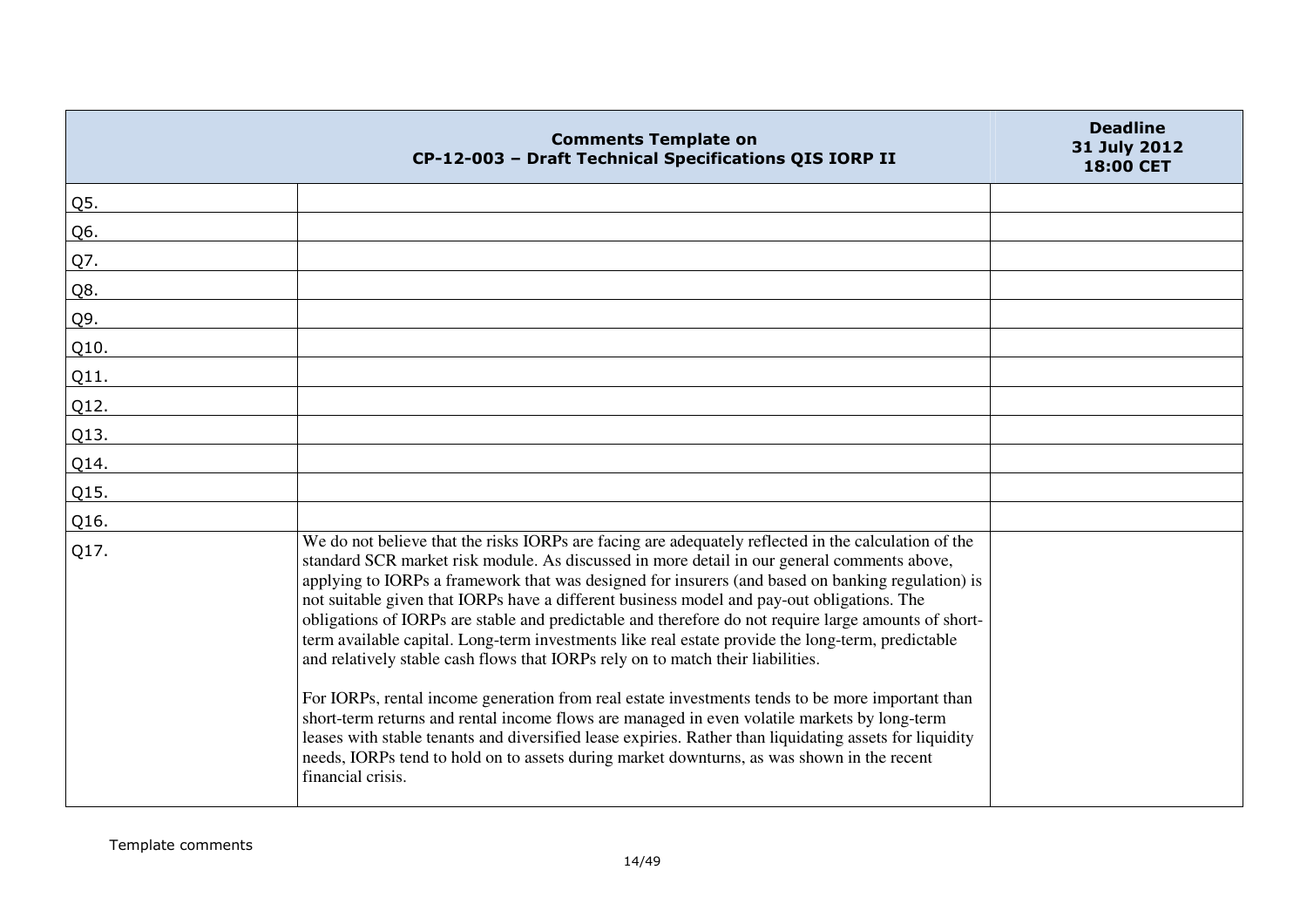| Comments Template on CP-12-003 – Draft Technical Specifications QIS IORP II | | Deadline 31 July 2012 18:00 CET |
|---|---|---|
| Q5. | | |
| Q6. | | |
| Q7. | | |
| Q8. | | |
| Q9. | | |
| Q10. | | |
| Q11. | | |
| Q12. | | |
| Q13. | | |
| Q14. | | |
| Q15. | | |
| Q16. | | |
| Q17. | We do not believe that the risks IORPs are facing are adequately reflected in the calculation of the standard SCR market risk module. As discussed in more detail in our general comments above, applying to IORPs a framework that was designed for insurers (and based on banking regulation) is not suitable given that IORPs have a different business model and pay-out obligations. The obligations of IORPs are stable and predictable and therefore do not require large amounts of short-term available capital. Long-term investments like real estate provide the long-term, predictable and relatively stable cash flows that IORPs rely on to match their liabilities.<br><br>For IORPs, rental income generation from real estate investments tends to be more important than short-term returns and rental income flows are managed in even volatile markets by long-term leases with stable tenants and diversified lease expiries. Rather than liquidating assets for liquidity needs, IORPs tend to hold on to assets during market downturns, as was shown in the recent financial crisis. | |

Template comments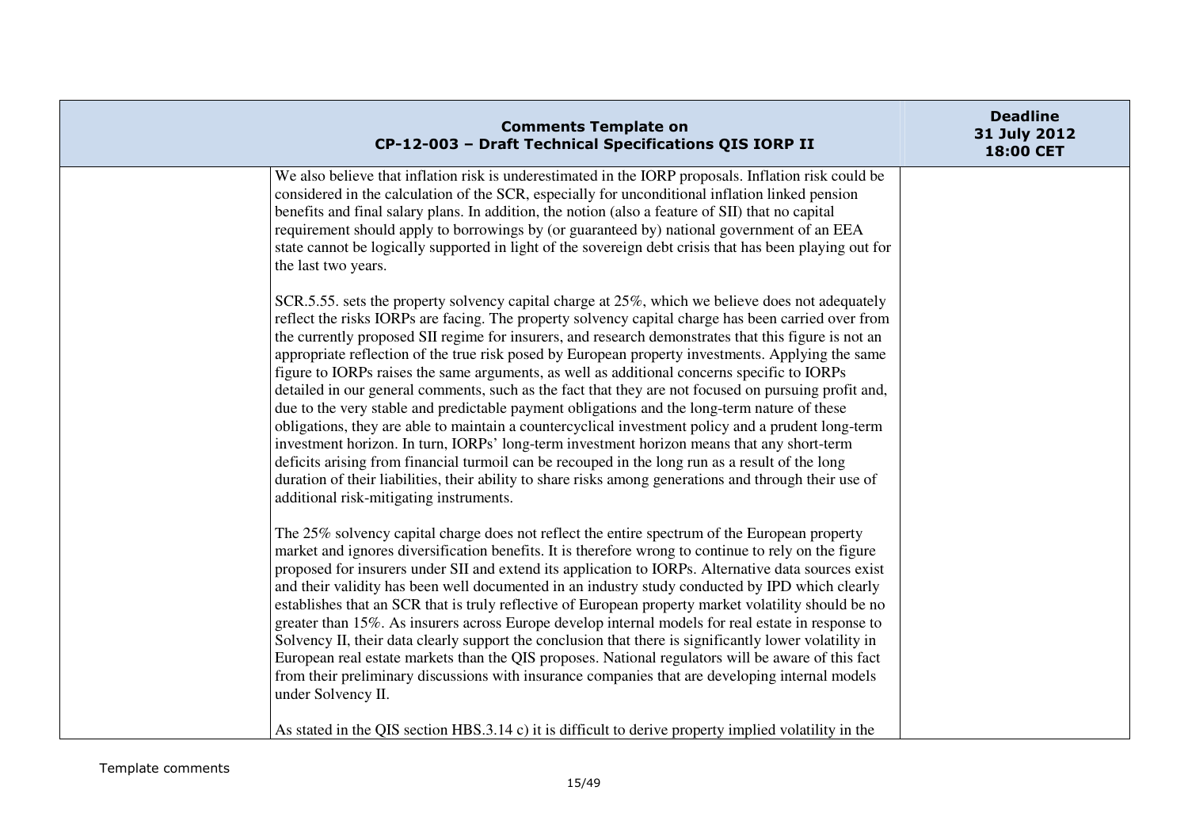We also believe that inflation risk is underestimated in the IORP proposals. Inflation risk could be considered in the calculation of the SCR, especially for unconditional inflation linked pension benefits and final salary plans. In addition, the notion (also a feature of SII) that no capital requirement should apply to borrowings by (or guaranteed by) national government of an EEA state cannot be logically supported in light of the sovereign debt crisis that has been playing out for the last two years.

SCR.5.55. sets the property solvency capital charge at 25%, which we believe does not adequately reflect the risks IORPs are facing. The property solvency capital charge has been carried over from the currently proposed SII regime for insurers, and research demonstrates that this figure is not an appropriate reflection of the true risk posed by European property investments. Applying the same figure to IORPs raises the same arguments, as well as additional concerns specific to IORPs detailed in our general comments, such as the fact that they are not focused on pursuing profit and, due to the very stable and predictable payment obligations and the long-term nature of these obligations, they are able to maintain a countercyclical investment policy and a prudent long-term investment horizon. In turn, IORPs' long-term investment horizon means that any short-term deficits arising from financial turmoil can be recouped in the long run as a result of the long duration of their liabilities, their ability to share risks among generations and through their use of additional risk-mitigating instruments.

The 25% solvency capital charge does not reflect the entire spectrum of the European property market and ignores diversification benefits. It is therefore wrong to continue to rely on the figure proposed for insurers under SII and extend its application to IORPs. Alternative data sources exist and their validity has been well documented in an industry study conducted by IPD which clearly establishes that an SCR that is truly reflective of European property market volatility should be no greater than 15%. As insurers across Europe develop internal models for real estate in response to Solvency II, their data clearly support the conclusion that there is significantly lower volatility in European real estate markets than the QIS proposes. National regulators will be aware of this fact from their preliminary discussions with insurance companies that are developing internal models under Solvency II.

As stated in the QIS section HBS.3.14 c) it is difficult to derive property implied volatility in the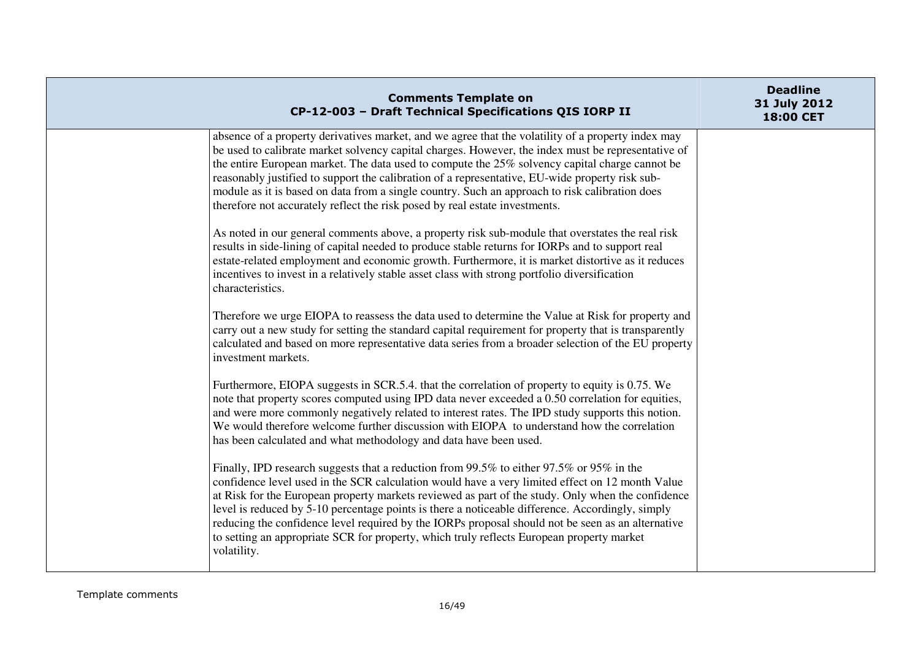| | absence of a property derivatives market, and we agree that the volatility of a property index may be used to calibrate market solvency capital charges. However, the index must be representative of the entire European market. The data used to compute the 25% solvency capital charge cannot be reasonably justified to support the calibration of a representative, EU-wide property risk sub-module as it is based on data from a single country. Such an approach to risk calibration does therefore not accurately reflect the risk posed by real estate investments.<br><br>As noted in our general comments above, a property risk sub-module that overstates the real risk results in side-lining of capital needed to produce stable returns for IORPs and to support real estate-related employment and economic growth. Furthermore, it is market distortive as it reduces incentives to invest in a relatively stable asset class with strong portfolio diversification characteristics.<br><br>Therefore we urge EIOPA to reassess the data used to determine the Value at Risk for property and carry out a new study for setting the standard capital requirement for property that is transparently calculated and based on more representative data series from a broader selection of the EU property investment markets.<br><br>Furthermore, EIOPA suggests in SCR.5.4. that the correlation of property to equity is 0.75. We note that property scores computed using IPD data never exceeded a 0.50 correlation for equities, and were more commonly negatively related to interest rates. The IPD study supports this notion. We would therefore welcome further discussion with EIOPA to understand how the correlation has been calculated and what methodology and data have been used.<br><br>Finally, IPD research suggests that a reduction from 99.5% to either 97.5% or 95% in the confidence level used in the SCR calculation would have a very limited effect on 12 month Value at Risk for the European property markets reviewed as part of the study. Only when the confidence level is reduced by 5-10 percentage points is there a noticeable difference. Accordingly, simply reducing the confidence level required by the IORPs proposal should not be seen as an alternative to setting an appropriate SCR for property, which truly reflects European property market volatility. | |
|---|---|---|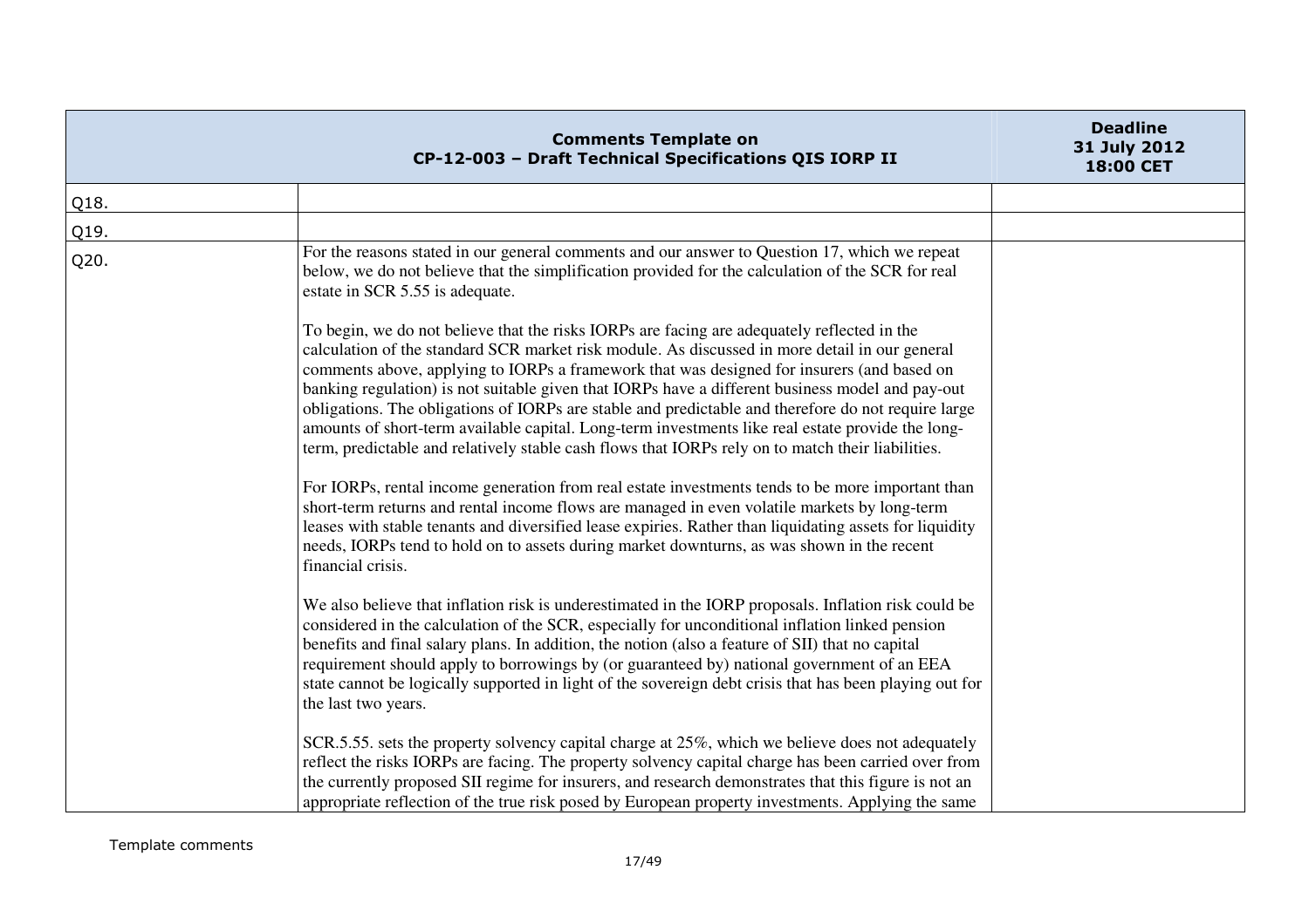| Comments Template on CP-12-003 – Draft Technical Specifications QIS IORP II | | Deadline 31 July 2012 18:00 CET |
|---|---|---|
| Q18. | | |
| Q19. | | |
| Q20. | For the reasons stated in our general comments and our answer to Question 17, which we repeat below, we do not believe that the simplification provided for the calculation of the SCR for real estate in SCR 5.55 is adequate.<br><br>To begin, we do not believe that the risks IORPs are facing are adequately reflected in the calculation of the standard SCR market risk module. As discussed in more detail in our general comments above, applying to IORPs a framework that was designed for insurers (and based on banking regulation) is not suitable given that IORPs have a different business model and pay-out obligations. The obligations of IORPs are stable and predictable and therefore do not require large amounts of short-term available capital. Long-term investments like real estate provide the long-term, predictable and relatively stable cash flows that IORPs rely on to match their liabilities.<br><br>For IORPs, rental income generation from real estate investments tends to be more important than short-term returns and rental income flows are managed in even volatile markets by long-term leases with stable tenants and diversified lease expiries. Rather than liquidating assets for liquidity needs, IORPs tend to hold on to assets during market downturns, as was shown in the recent financial crisis.<br><br>We also believe that inflation risk is underestimated in the IORP proposals. Inflation risk could be considered in the calculation of the SCR, especially for unconditional inflation linked pension benefits and final salary plans. In addition, the notion (also a feature of SII) that no capital requirement should apply to borrowings by (or guaranteed by) national government of an EEA state cannot be logically supported in light of the sovereign debt crisis that has been playing out for the last two years.<br><br>SCR.5.55. sets the property solvency capital charge at 25%, which we believe does not adequately reflect the risks IORPs are facing. The property solvency capital charge has been carried over from the currently proposed SII regime for insurers, and research demonstrates that this figure is not an appropriate reflection of the true risk posed by European property investments. Applying the same | |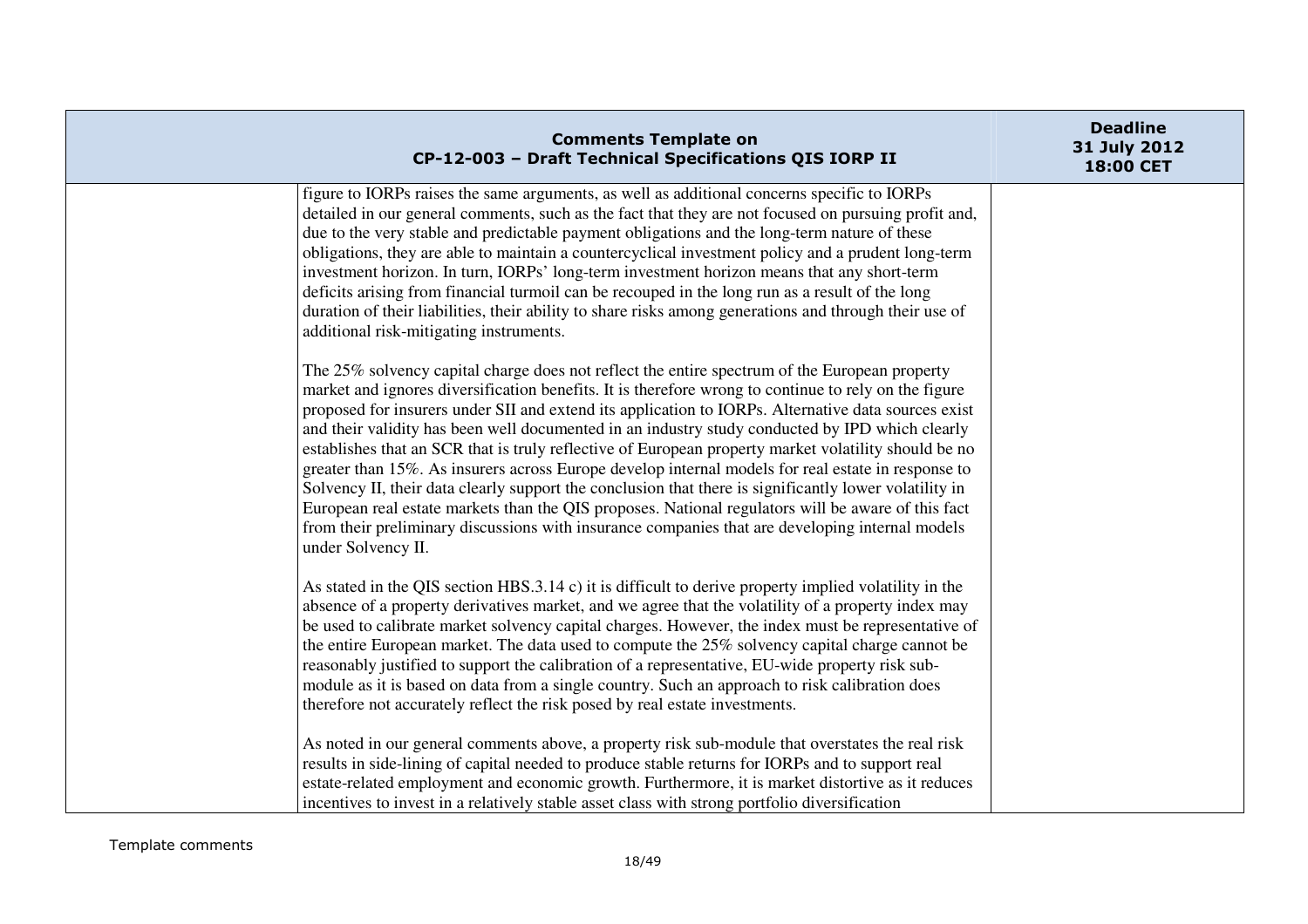| | Comments Template on CP-12-003 – Draft Technical Specifications QIS IORP II | Deadline 31 July 2012 18:00 CET |
|---|---|---|
| | figure to IORPs raises the same arguments, as well as additional concerns specific to IORPs detailed in our general comments, such as the fact that they are not focused on pursuing profit and, due to the very stable and predictable payment obligations and the long-term nature of these obligations, they are able to maintain a countercyclical investment policy and a prudent long-term investment horizon. In turn, IORPs' long-term investment horizon means that any short-term deficits arising from financial turmoil can be recouped in the long run as a result of the long duration of their liabilities, their ability to share risks among generations and through their use of additional risk-mitigating instruments.<br><br>The 25% solvency capital charge does not reflect the entire spectrum of the European property market and ignores diversification benefits. It is therefore wrong to continue to rely on the figure proposed for insurers under SII and extend its application to IORPs. Alternative data sources exist and their validity has been well documented in an industry study conducted by IPD which clearly establishes that an SCR that is truly reflective of European property market volatility should be no greater than 15%. As insurers across Europe develop internal models for real estate in response to Solvency II, their data clearly support the conclusion that there is significantly lower volatility in European real estate markets than the QIS proposes. National regulators will be aware of this fact from their preliminary discussions with insurance companies that are developing internal models under Solvency II.<br><br>As stated in the QIS section HBS.3.14 c) it is difficult to derive property implied volatility in the absence of a property derivatives market, and we agree that the volatility of a property index may be used to calibrate market solvency capital charges. However, the index must be representative of the entire European market. The data used to compute the 25% solvency capital charge cannot be reasonably justified to support the calibration of a representative, EU-wide property risk sub-module as it is based on data from a single country. Such an approach to risk calibration does therefore not accurately reflect the risk posed by real estate investments.<br><br>As noted in our general comments above, a property risk sub-module that overstates the real risk results in side-lining of capital needed to produce stable returns for IORPs and to support real estate-related employment and economic growth. Furthermore, it is market distortive as it reduces incentives to invest in a relatively stable asset class with strong portfolio diversification | |

Template comments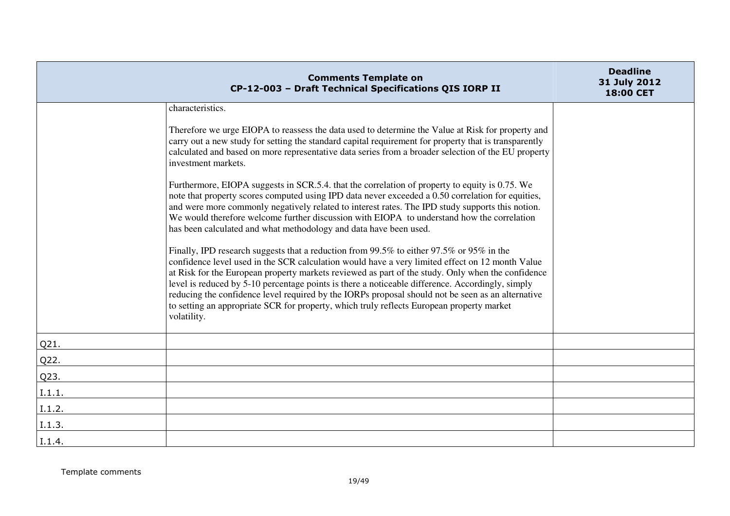| Comments Template on CP-12-003 – Draft Technical Specifications QIS IORP II | | Deadline 31 July 2012 18:00 CET |
|---|---|---|
| | characteristics.<br><br>Therefore we urge EIOPA to reassess the data used to determine the Value at Risk for property and carry out a new study for setting the standard capital requirement for property that is transparently calculated and based on more representative data series from a broader selection of the EU property investment markets.<br><br>Furthermore, EIOPA suggests in SCR.5.4. that the correlation of property to equity is 0.75. We note that property scores computed using IPD data never exceeded a 0.50 correlation for equities, and were more commonly negatively related to interest rates. The IPD study supports this notion. We would therefore welcome further discussion with EIOPA to understand how the correlation has been calculated and what methodology and data have been used.<br><br>Finally, IPD research suggests that a reduction from 99.5% to either 97.5% or 95% in the confidence level used in the SCR calculation would have a very limited effect on 12 month Value at Risk for the European property markets reviewed as part of the study. Only when the confidence level is reduced by 5-10 percentage points is there a noticeable difference. Accordingly, simply reducing the confidence level required by the IORPs proposal should not be seen as an alternative to setting an appropriate SCR for property, which truly reflects European property market volatility. | |
| Q21. | | |
| Q22. | | |
| Q23. | | |
| I.1.1. | | |
| I.1.2. | | |
| I.1.3. | | |
| I.1.4. | | |

Template comments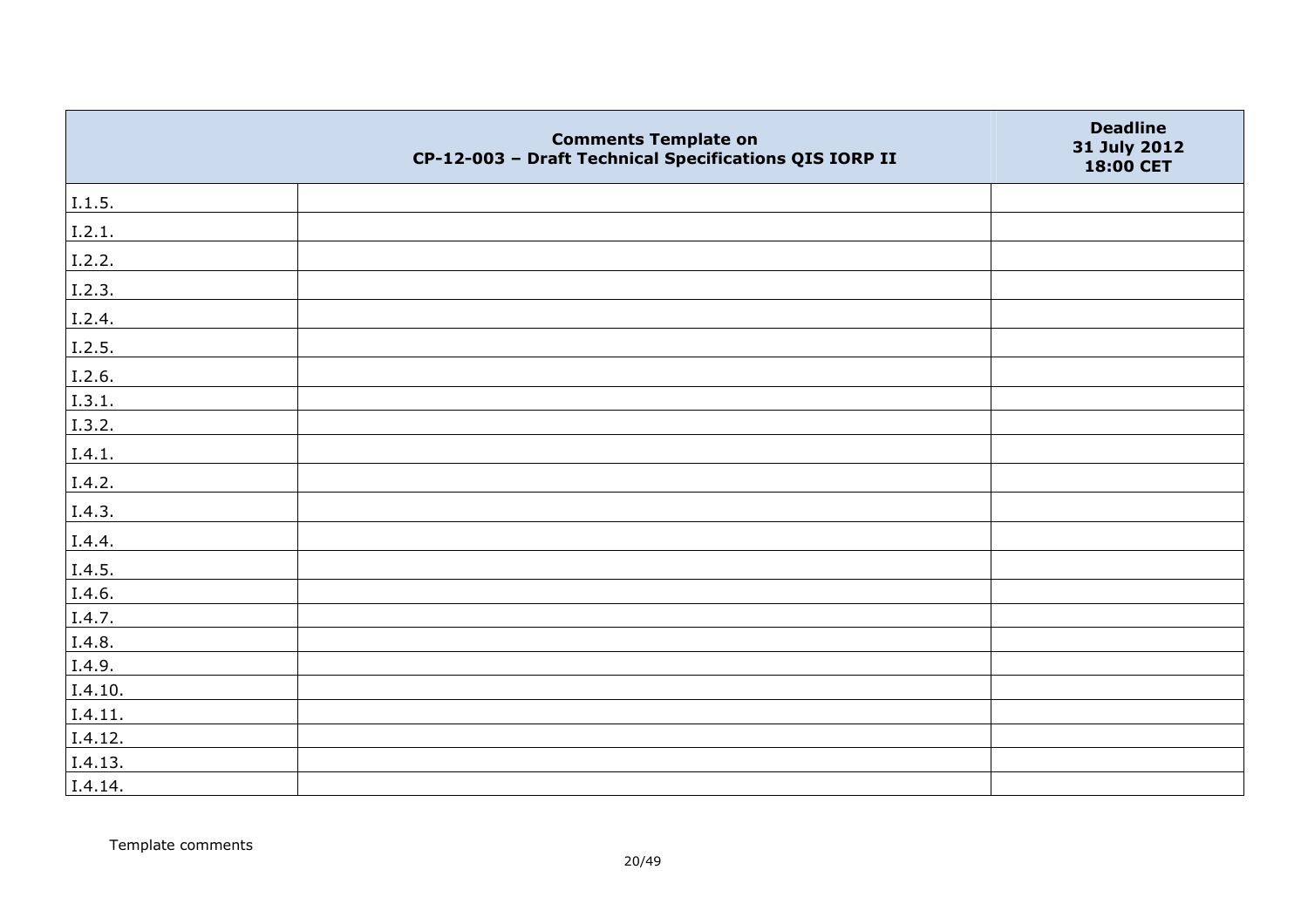| | Comments Template on CP-12-003 – Draft Technical Specifications QIS IORP II | Deadline 31 July 2012 18:00 CET |
|---|---|---|
| I.1.5. | | |
| I.2.1. | | |
| I.2.2. | | |
| I.2.3. | | |
| I.2.4. | | |
| I.2.5. | | |
| I.2.6. | | |
| I.3.1. | | |
| I.3.2. | | |
| I.4.1. | | |
| I.4.2. | | |
| I.4.3. | | |
| I.4.4. | | |
| I.4.5. | | |
| I.4.6. | | |
| I.4.7. | | |
| I.4.8. | | |
| I.4.9. | | |
| I.4.10. | | |
| I.4.11. | | |
| I.4.12. | | |
| I.4.13. | | |
| I.4.14. | | |

Template comments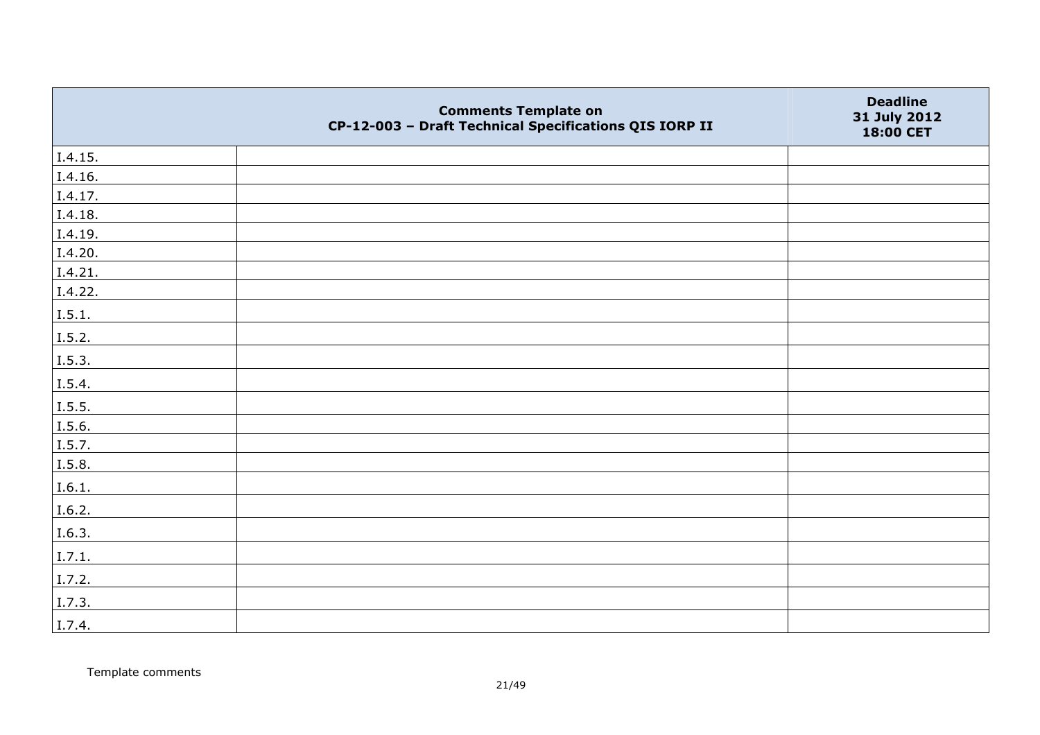| | Comments Template on CP-12-003 – Draft Technical Specifications QIS IORP II | Deadline 31 July 2012 18:00 CET |
|---|---|---|
| I.4.15. | | |
| I.4.16. | | |
| I.4.17. | | |
| I.4.18. | | |
| I.4.19. | | |
| I.4.20. | | |
| I.4.21. | | |
| I.4.22. | | |
| I.5.1. | | |
| I.5.2. | | |
| I.5.3. | | |
| I.5.4. | | |
| I.5.5. | | |
| I.5.6. | | |
| I.5.7. | | |
| I.5.8. | | |
| I.6.1. | | |
| I.6.2. | | |
| I.6.3. | | |
| I.7.1. | | |
| I.7.2. | | |
| I.7.3. | | |
| I.7.4. | | |

Template comments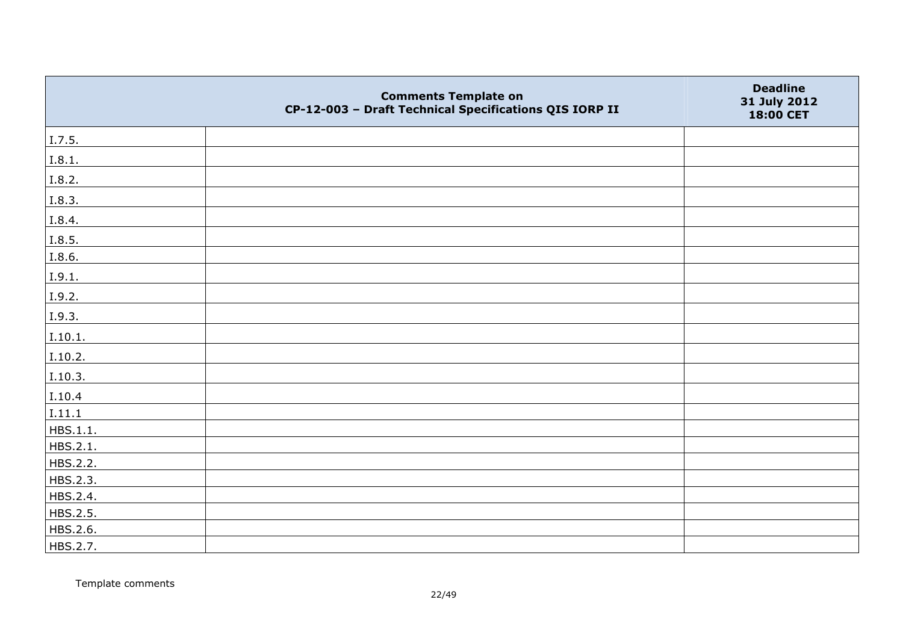|  | Comments Template on CP-12-003 – Draft Technical Specifications QIS IORP II | Deadline 31 July 2012 18:00 CET |
|---|---|---|
| I.7.5. |  |  |
| I.8.1. |  |  |
| I.8.2. |  |  |
| I.8.3. |  |  |
| I.8.4. |  |  |
| I.8.5. |  |  |
| I.8.6. |  |  |
| I.9.1. |  |  |
| I.9.2. |  |  |
| I.9.3. |  |  |
| I.10.1. |  |  |
| I.10.2. |  |  |
| I.10.3. |  |  |
| I.10.4 |  |  |
| I.11.1 |  |  |
| HBS.1.1. |  |  |
| HBS.2.1. |  |  |
| HBS.2.2. |  |  |
| HBS.2.3. |  |  |
| HBS.2.4. |  |  |
| HBS.2.5. |  |  |
| HBS.2.6. |  |  |
| HBS.2.7. |  |  |

Template comments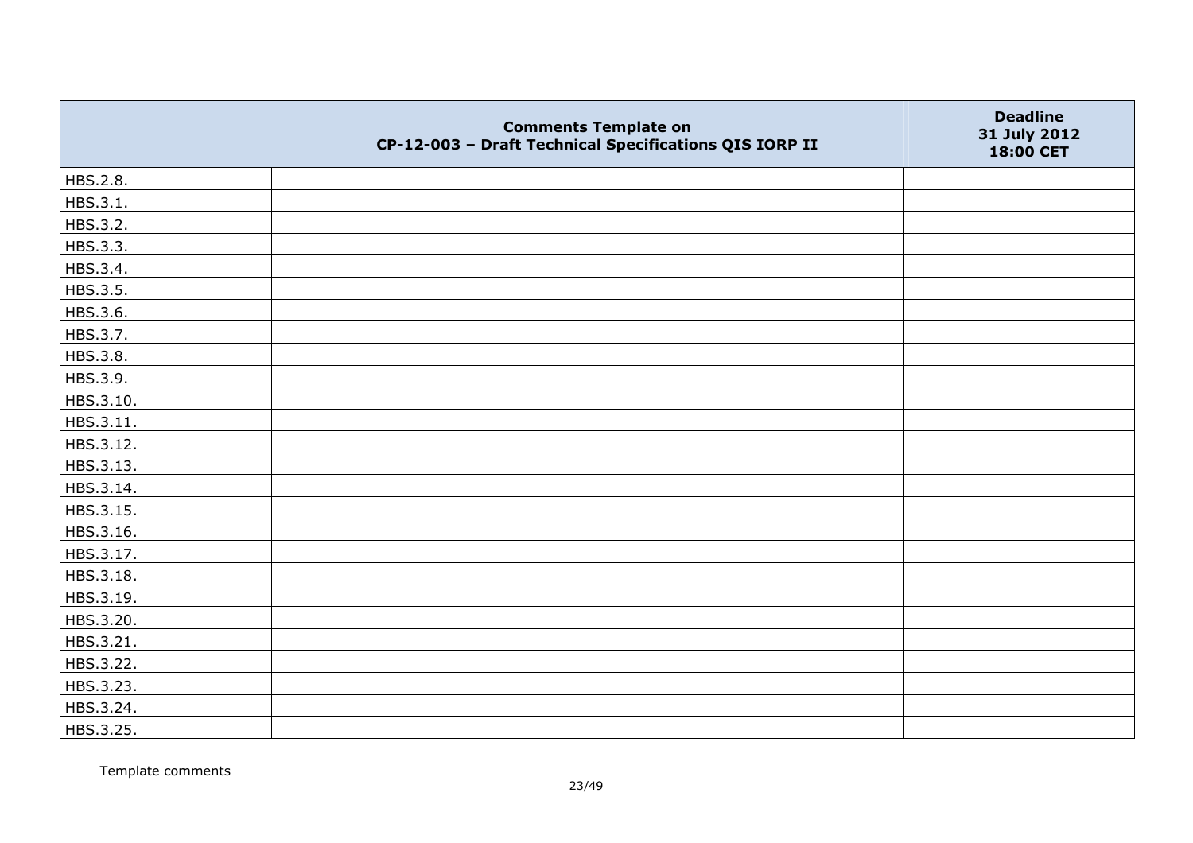|  | Comments Template on CP-12-003 – Draft Technical Specifications QIS IORP II | Deadline 31 July 2012 18:00 CET |
|---|---|---|
| HBS.2.8. | | |
| HBS.3.1. | | |
| HBS.3.2. | | |
| HBS.3.3. | | |
| HBS.3.4. | | |
| HBS.3.5. | | |
| HBS.3.6. | | |
| HBS.3.7. | | |
| HBS.3.8. | | |
| HBS.3.9. | | |
| HBS.3.10. | | |
| HBS.3.11. | | |
| HBS.3.12. | | |
| HBS.3.13. | | |
| HBS.3.14. | | |
| HBS.3.15. | | |
| HBS.3.16. | | |
| HBS.3.17. | | |
| HBS.3.18. | | |
| HBS.3.19. | | |
| HBS.3.20. | | |
| HBS.3.21. | | |
| HBS.3.22. | | |
| HBS.3.23. | | |
| HBS.3.24. | | |
| HBS.3.25. | | |

Template comments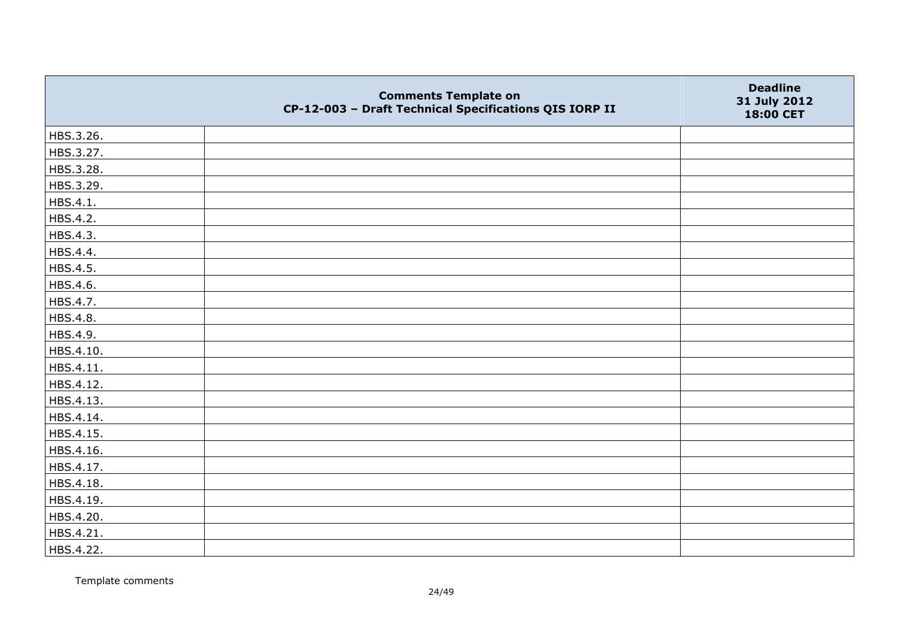|  | Comments Template on CP-12-003 – Draft Technical Specifications QIS IORP II | Deadline 31 July 2012 18:00 CET |
|---|---|---|
| HBS.3.26. |  |  |
| HBS.3.27. |  |  |
| HBS.3.28. |  |  |
| HBS.3.29. |  |  |
| HBS.4.1. |  |  |
| HBS.4.2. |  |  |
| HBS.4.3. |  |  |
| HBS.4.4. |  |  |
| HBS.4.5. |  |  |
| HBS.4.6. |  |  |
| HBS.4.7. |  |  |
| HBS.4.8. |  |  |
| HBS.4.9. |  |  |
| HBS.4.10. |  |  |
| HBS.4.11. |  |  |
| HBS.4.12. |  |  |
| HBS.4.13. |  |  |
| HBS.4.14. |  |  |
| HBS.4.15. |  |  |
| HBS.4.16. |  |  |
| HBS.4.17. |  |  |
| HBS.4.18. |  |  |
| HBS.4.19. |  |  |
| HBS.4.20. |  |  |
| HBS.4.21. |  |  |
| HBS.4.22. |  |  |

Template comments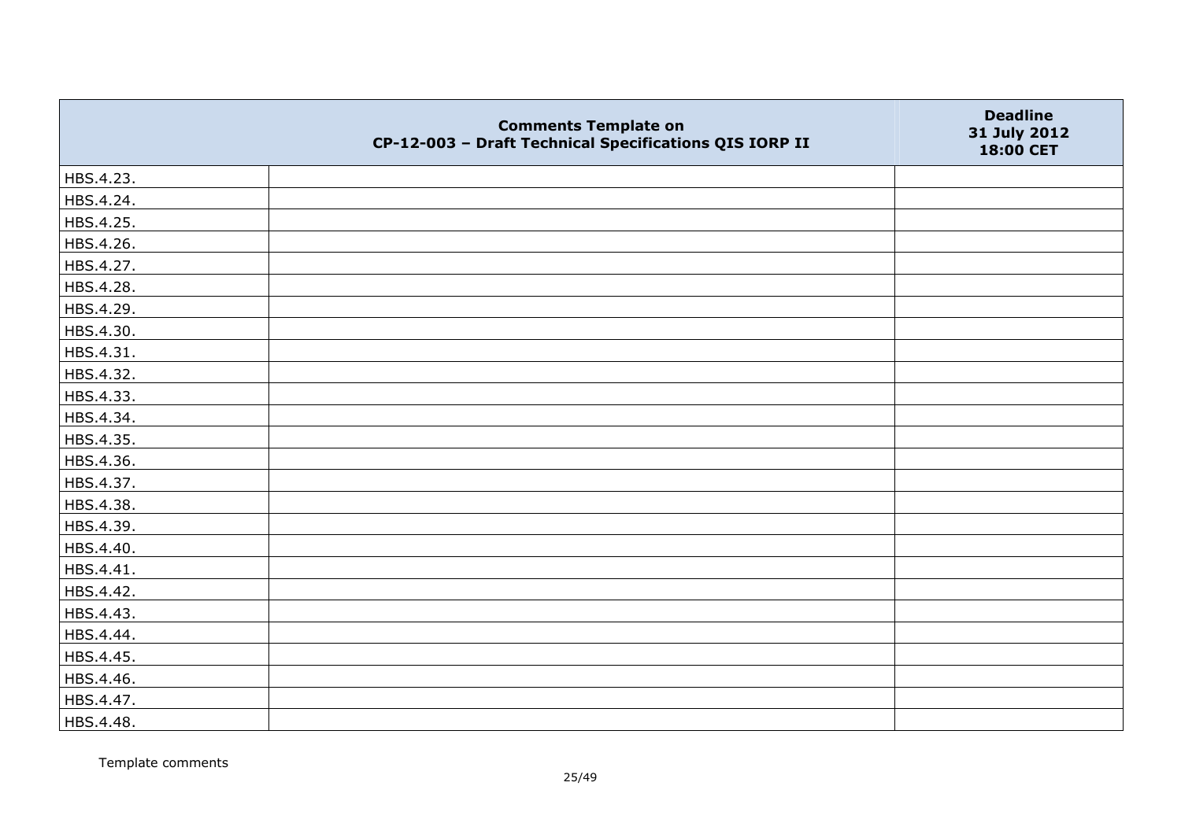|  | Comments Template on CP-12-003 – Draft Technical Specifications QIS IORP II | Deadline 31 July 2012 18:00 CET |
|---|---|---|
| HBS.4.23. |  |  |
| HBS.4.24. |  |  |
| HBS.4.25. |  |  |
| HBS.4.26. |  |  |
| HBS.4.27. |  |  |
| HBS.4.28. |  |  |
| HBS.4.29. |  |  |
| HBS.4.30. |  |  |
| HBS.4.31. |  |  |
| HBS.4.32. |  |  |
| HBS.4.33. |  |  |
| HBS.4.34. |  |  |
| HBS.4.35. |  |  |
| HBS.4.36. |  |  |
| HBS.4.37. |  |  |
| HBS.4.38. |  |  |
| HBS.4.39. |  |  |
| HBS.4.40. |  |  |
| HBS.4.41. |  |  |
| HBS.4.42. |  |  |
| HBS.4.43. |  |  |
| HBS.4.44. |  |  |
| HBS.4.45. |  |  |
| HBS.4.46. |  |  |
| HBS.4.47. |  |  |
| HBS.4.48. |  |  |

Template comments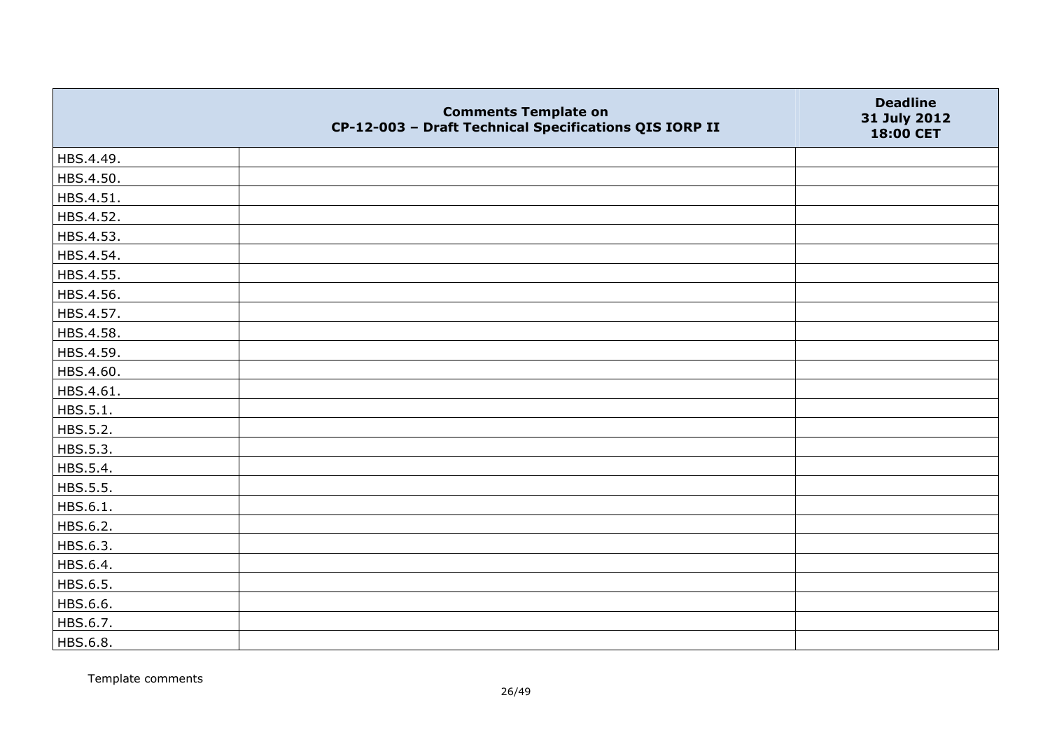| | Comments Template on CP-12-003 – Draft Technical Specifications QIS IORP II | Deadline 31 July 2012 18:00 CET |
|---|---|---|
| HBS.4.49. | | |
| HBS.4.50. | | |
| HBS.4.51. | | |
| HBS.4.52. | | |
| HBS.4.53. | | |
| HBS.4.54. | | |
| HBS.4.55. | | |
| HBS.4.56. | | |
| HBS.4.57. | | |
| HBS.4.58. | | |
| HBS.4.59. | | |
| HBS.4.60. | | |
| HBS.4.61. | | |
| HBS.5.1. | | |
| HBS.5.2. | | |
| HBS.5.3. | | |
| HBS.5.4. | | |
| HBS.5.5. | | |
| HBS.6.1. | | |
| HBS.6.2. | | |
| HBS.6.3. | | |
| HBS.6.4. | | |
| HBS.6.5. | | |
| HBS.6.6. | | |
| HBS.6.7. | | |
| HBS.6.8. | | |

Template comments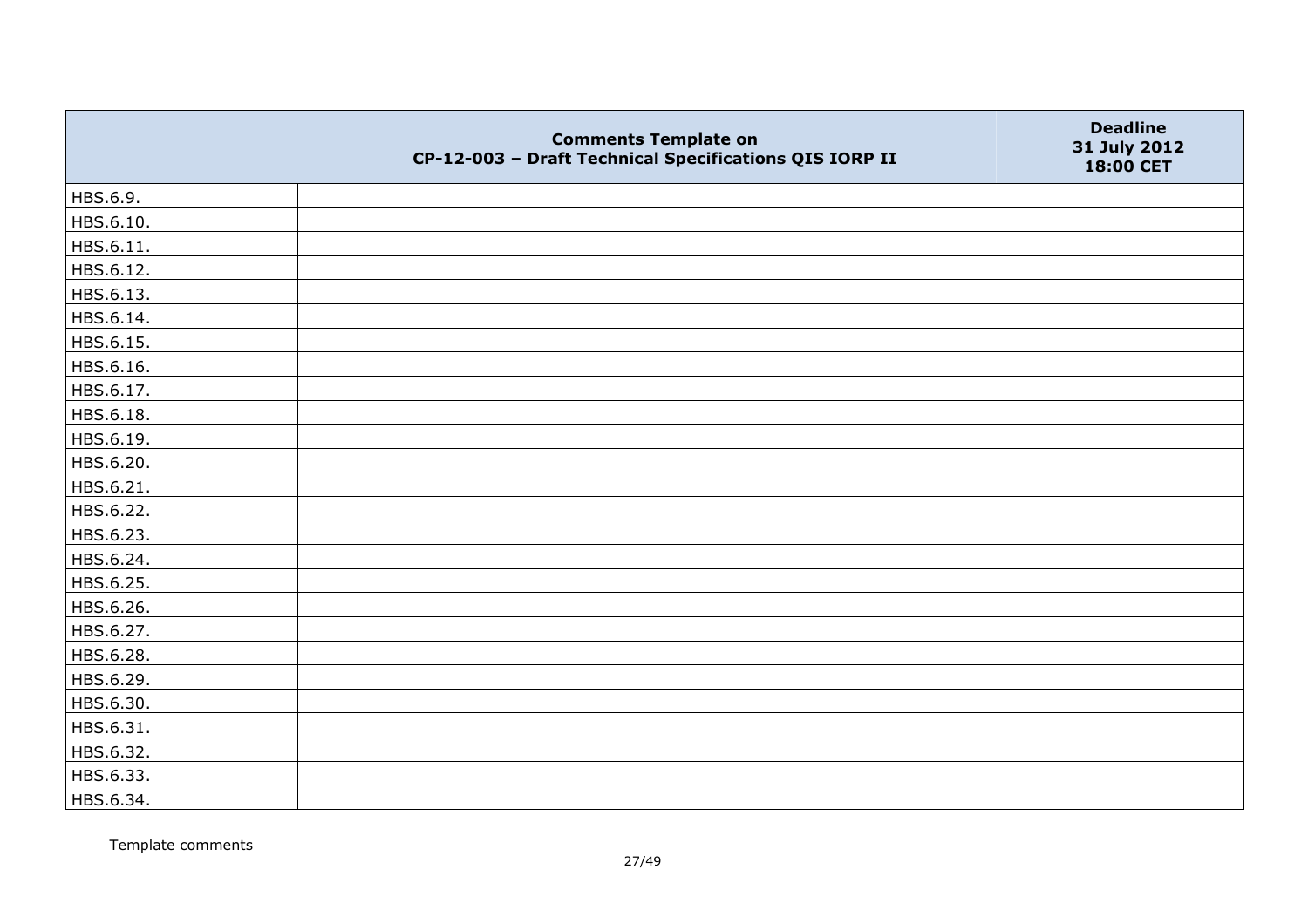| | Comments Template on CP-12-003 – Draft Technical Specifications QIS IORP II | Deadline 31 July 2012 18:00 CET |
|---|---|---|
| HBS.6.9. | | |
| HBS.6.10. | | |
| HBS.6.11. | | |
| HBS.6.12. | | |
| HBS.6.13. | | |
| HBS.6.14. | | |
| HBS.6.15. | | |
| HBS.6.16. | | |
| HBS.6.17. | | |
| HBS.6.18. | | |
| HBS.6.19. | | |
| HBS.6.20. | | |
| HBS.6.21. | | |
| HBS.6.22. | | |
| HBS.6.23. | | |
| HBS.6.24. | | |
| HBS.6.25. | | |
| HBS.6.26. | | |
| HBS.6.27. | | |
| HBS.6.28. | | |
| HBS.6.29. | | |
| HBS.6.30. | | |
| HBS.6.31. | | |
| HBS.6.32. | | |
| HBS.6.33. | | |
| HBS.6.34. | | |

Template comments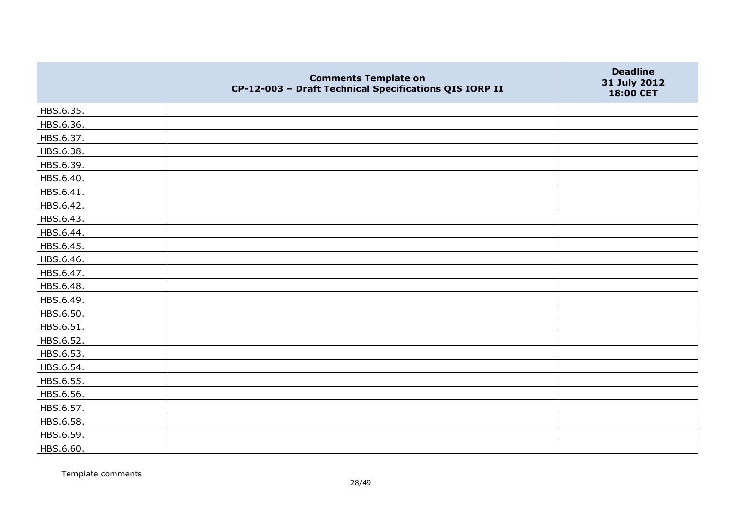|  | Comments Template on CP-12-003 – Draft Technical Specifications QIS IORP II | Deadline 31 July 2012 18:00 CET |
|---|---|---|
| HBS.6.35. |  |  |
| HBS.6.36. |  |  |
| HBS.6.37. |  |  |
| HBS.6.38. |  |  |
| HBS.6.39. |  |  |
| HBS.6.40. |  |  |
| HBS.6.41. |  |  |
| HBS.6.42. |  |  |
| HBS.6.43. |  |  |
| HBS.6.44. |  |  |
| HBS.6.45. |  |  |
| HBS.6.46. |  |  |
| HBS.6.47. |  |  |
| HBS.6.48. |  |  |
| HBS.6.49. |  |  |
| HBS.6.50. |  |  |
| HBS.6.51. |  |  |
| HBS.6.52. |  |  |
| HBS.6.53. |  |  |
| HBS.6.54. |  |  |
| HBS.6.55. |  |  |
| HBS.6.56. |  |  |
| HBS.6.57. |  |  |
| HBS.6.58. |  |  |
| HBS.6.59. |  |  |
| HBS.6.60. |  |  |

Template comments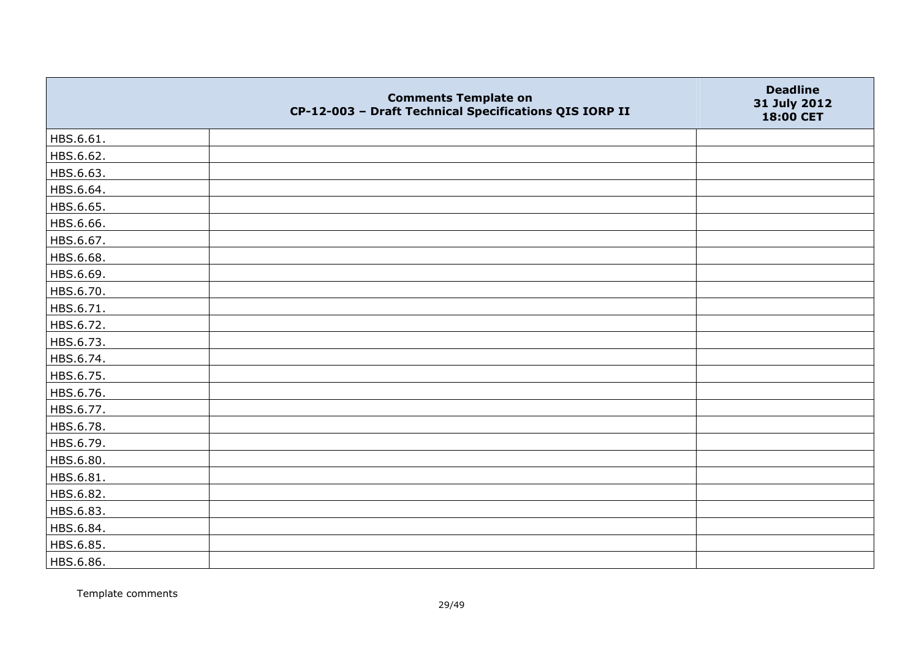| | Comments Template on CP-12-003 – Draft Technical Specifications QIS IORP II | Deadline 31 July 2012 18:00 CET |
|---|---|---|
| HBS.6.61. | | |
| HBS.6.62. | | |
| HBS.6.63. | | |
| HBS.6.64. | | |
| HBS.6.65. | | |
| HBS.6.66. | | |
| HBS.6.67. | | |
| HBS.6.68. | | |
| HBS.6.69. | | |
| HBS.6.70. | | |
| HBS.6.71. | | |
| HBS.6.72. | | |
| HBS.6.73. | | |
| HBS.6.74. | | |
| HBS.6.75. | | |
| HBS.6.76. | | |
| HBS.6.77. | | |
| HBS.6.78. | | |
| HBS.6.79. | | |
| HBS.6.80. | | |
| HBS.6.81. | | |
| HBS.6.82. | | |
| HBS.6.83. | | |
| HBS.6.84. | | |
| HBS.6.85. | | |
| HBS.6.86. | | |

Template comments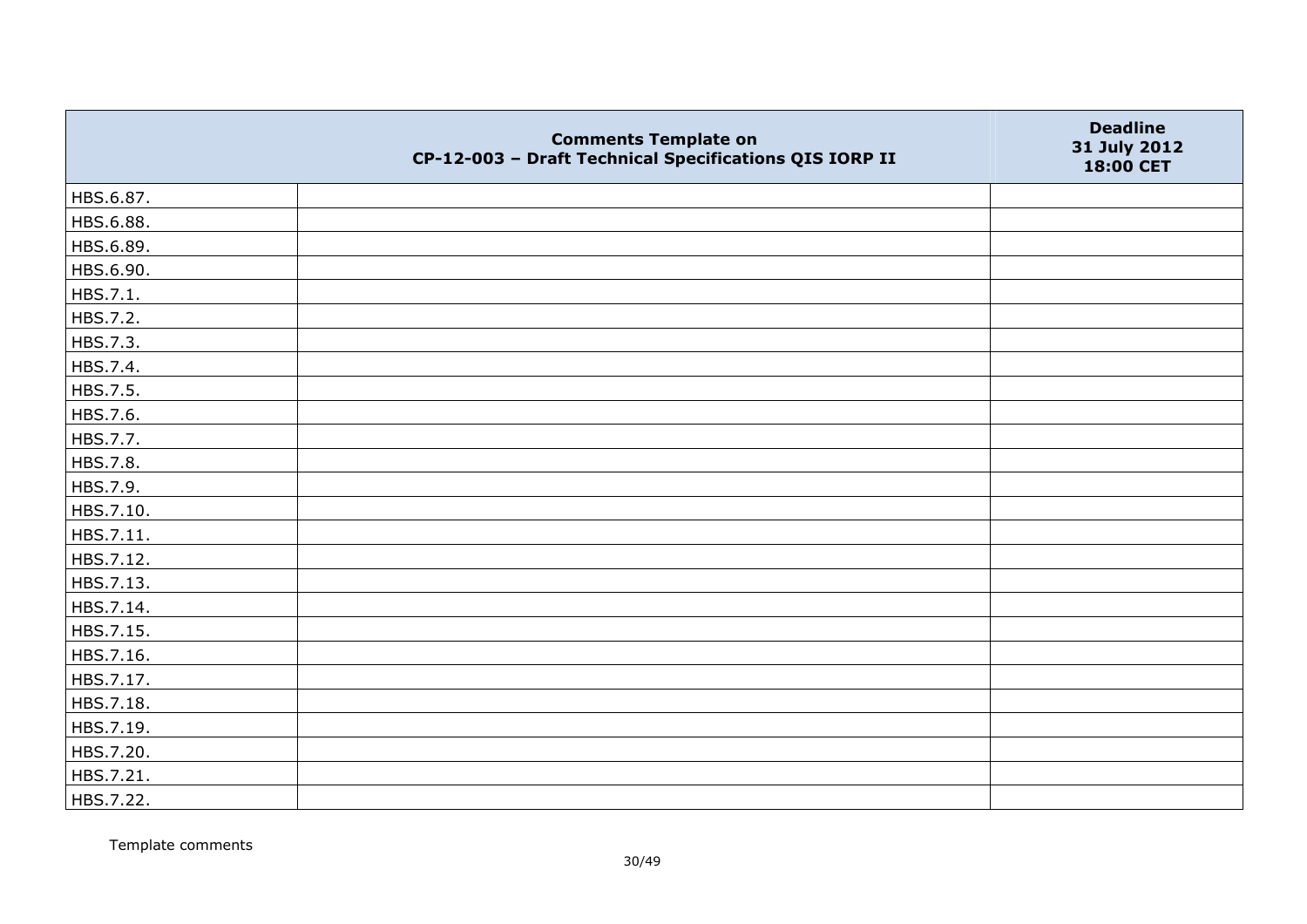| | Comments Template on CP-12-003 – Draft Technical Specifications QIS IORP II | Deadline 31 July 2012 18:00 CET |
|---|---|---|
| HBS.6.87. | | |
| HBS.6.88. | | |
| HBS.6.89. | | |
| HBS.6.90. | | |
| HBS.7.1. | | |
| HBS.7.2. | | |
| HBS.7.3. | | |
| HBS.7.4. | | |
| HBS.7.5. | | |
| HBS.7.6. | | |
| HBS.7.7. | | |
| HBS.7.8. | | |
| HBS.7.9. | | |
| HBS.7.10. | | |
| HBS.7.11. | | |
| HBS.7.12. | | |
| HBS.7.13. | | |
| HBS.7.14. | | |
| HBS.7.15. | | |
| HBS.7.16. | | |
| HBS.7.17. | | |
| HBS.7.18. | | |
| HBS.7.19. | | |
| HBS.7.20. | | |
| HBS.7.21. | | |
| HBS.7.22. | | |

Template comments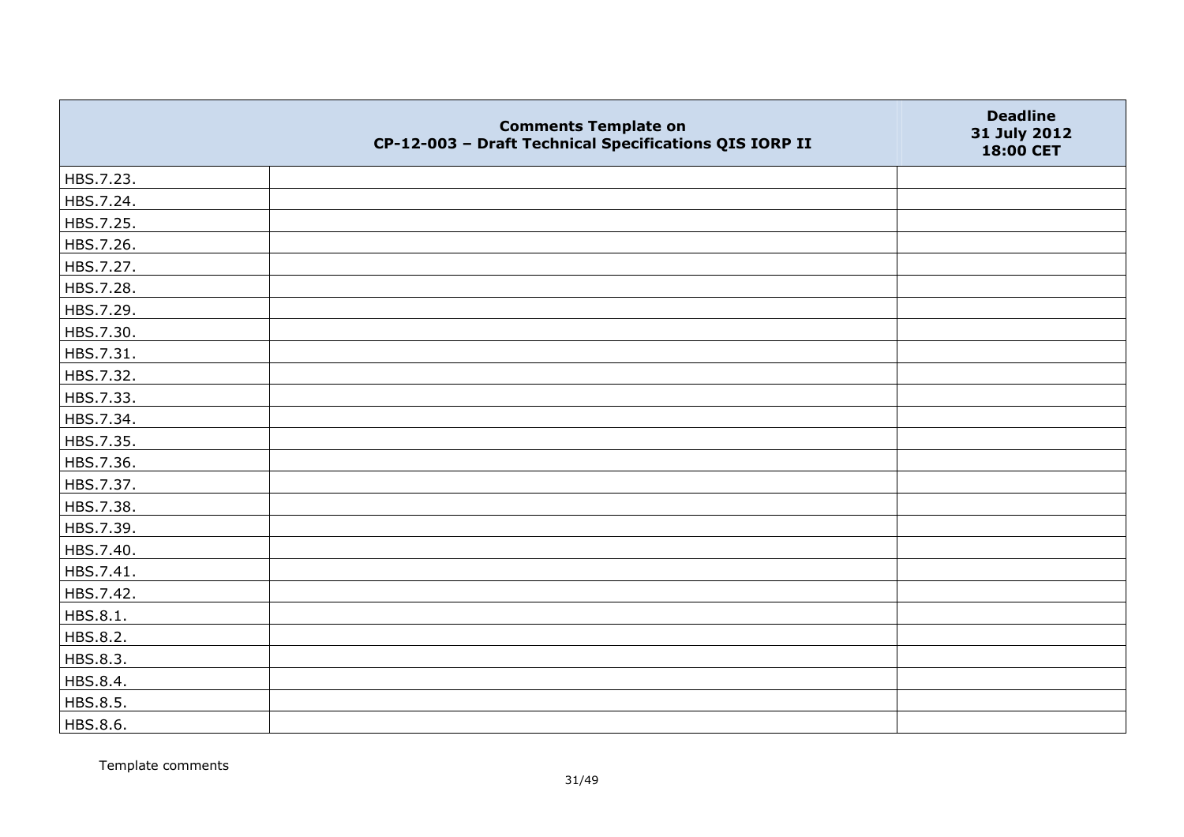| | Comments Template on CP-12-003 – Draft Technical Specifications QIS IORP II | Deadline 31 July 2012 18:00 CET |
|---|---|---|
| HBS.7.23. | | |
| HBS.7.24. | | |
| HBS.7.25. | | |
| HBS.7.26. | | |
| HBS.7.27. | | |
| HBS.7.28. | | |
| HBS.7.29. | | |
| HBS.7.30. | | |
| HBS.7.31. | | |
| HBS.7.32. | | |
| HBS.7.33. | | |
| HBS.7.34. | | |
| HBS.7.35. | | |
| HBS.7.36. | | |
| HBS.7.37. | | |
| HBS.7.38. | | |
| HBS.7.39. | | |
| HBS.7.40. | | |
| HBS.7.41. | | |
| HBS.7.42. | | |
| HBS.8.1. | | |
| HBS.8.2. | | |
| HBS.8.3. | | |
| HBS.8.4. | | |
| HBS.8.5. | | |
| HBS.8.6. | | |

Template comments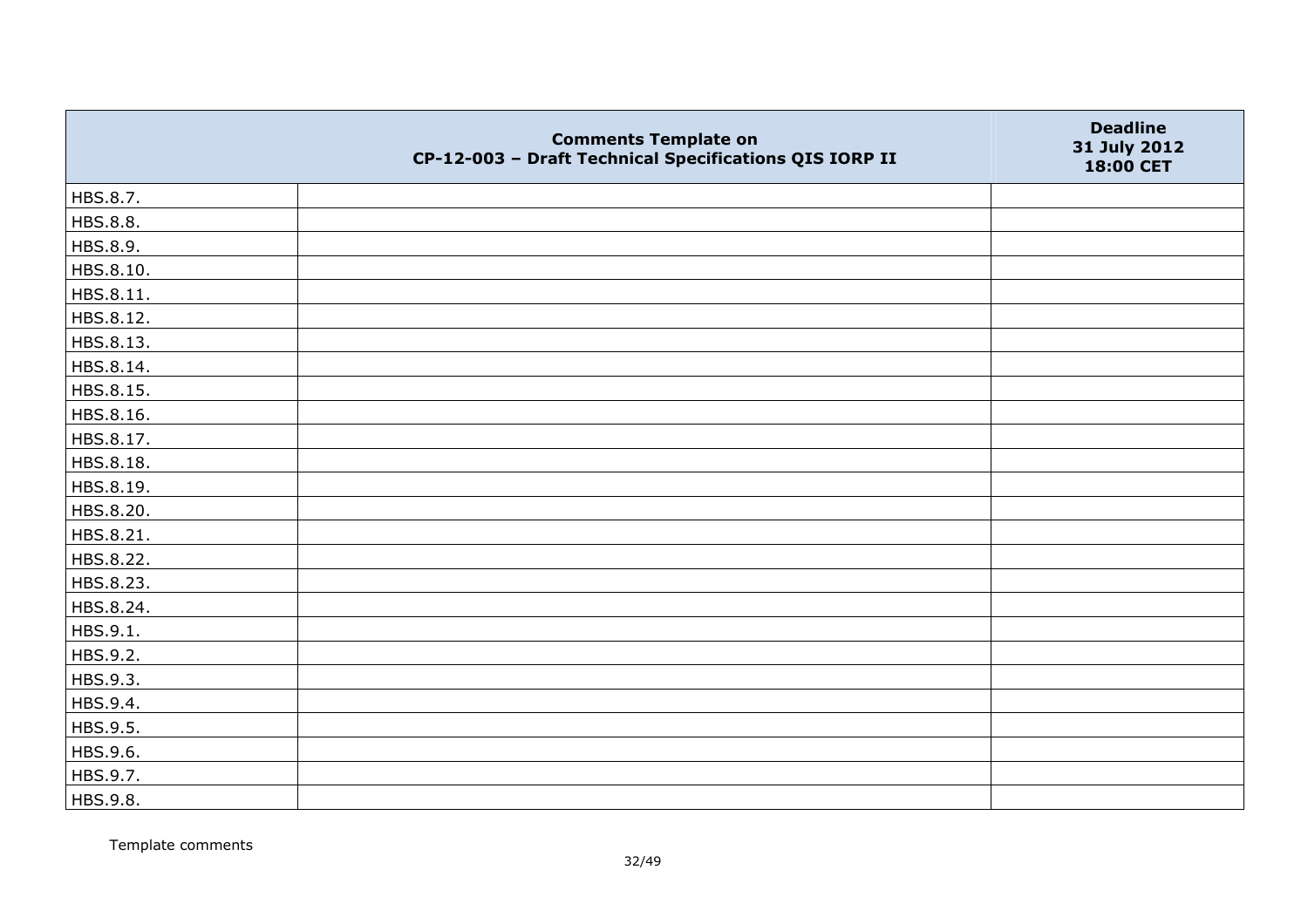|  | Comments Template on CP-12-003 – Draft Technical Specifications QIS IORP II | Deadline 31 July 2012 18:00 CET |
|---|---|---|
| HBS.8.7. |  |  |
| HBS.8.8. |  |  |
| HBS.8.9. |  |  |
| HBS.8.10. |  |  |
| HBS.8.11. |  |  |
| HBS.8.12. |  |  |
| HBS.8.13. |  |  |
| HBS.8.14. |  |  |
| HBS.8.15. |  |  |
| HBS.8.16. |  |  |
| HBS.8.17. |  |  |
| HBS.8.18. |  |  |
| HBS.8.19. |  |  |
| HBS.8.20. |  |  |
| HBS.8.21. |  |  |
| HBS.8.22. |  |  |
| HBS.8.23. |  |  |
| HBS.8.24. |  |  |
| HBS.9.1. |  |  |
| HBS.9.2. |  |  |
| HBS.9.3. |  |  |
| HBS.9.4. |  |  |
| HBS.9.5. |  |  |
| HBS.9.6. |  |  |
| HBS.9.7. |  |  |
| HBS.9.8. |  |  |

Template comments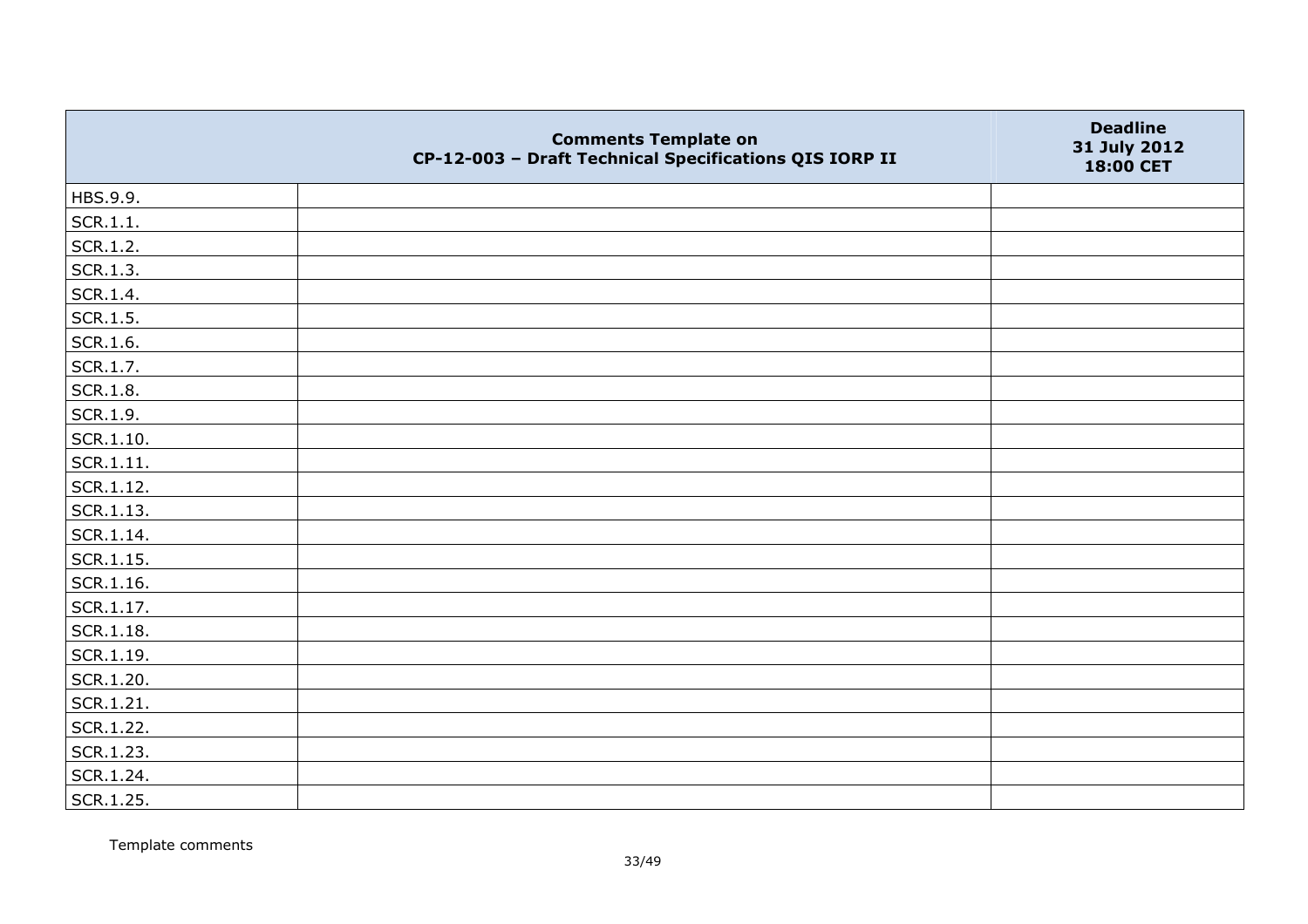| | Comments Template on CP-12-003 – Draft Technical Specifications QIS IORP II | Deadline 31 July 2012 18:00 CET |
|---|---|---|
| HBS.9.9. | | |
| SCR.1.1. | | |
| SCR.1.2. | | |
| SCR.1.3. | | |
| SCR.1.4. | | |
| SCR.1.5. | | |
| SCR.1.6. | | |
| SCR.1.7. | | |
| SCR.1.8. | | |
| SCR.1.9. | | |
| SCR.1.10. | | |
| SCR.1.11. | | |
| SCR.1.12. | | |
| SCR.1.13. | | |
| SCR.1.14. | | |
| SCR.1.15. | | |
| SCR.1.16. | | |
| SCR.1.17. | | |
| SCR.1.18. | | |
| SCR.1.19. | | |
| SCR.1.20. | | |
| SCR.1.21. | | |
| SCR.1.22. | | |
| SCR.1.23. | | |
| SCR.1.24. | | |
| SCR.1.25. | | |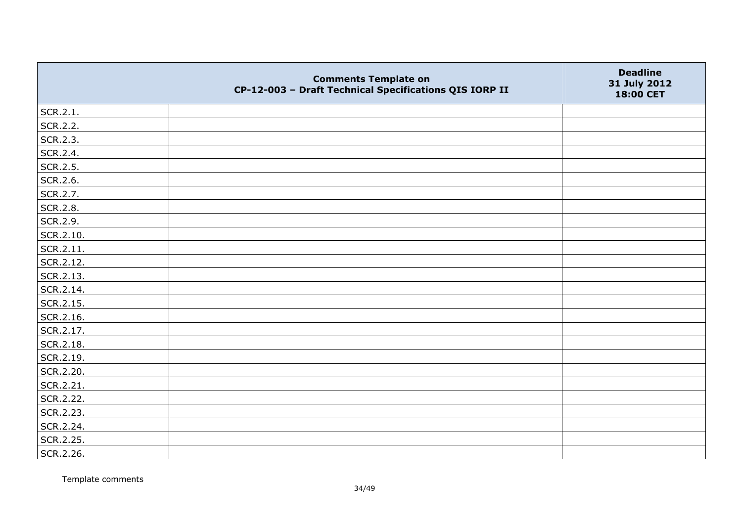|  | Comments Template on<br>CP-12-003 – Draft Technical Specifications QIS IORP II | Deadline<br>31 July 2012<br>18:00 CET |
|---|---|---|
| SCR.2.1. |  |  |
| SCR.2.2. |  |  |
| SCR.2.3. |  |  |
| SCR.2.4. |  |  |
| SCR.2.5. |  |  |
| SCR.2.6. |  |  |
| SCR.2.7. |  |  |
| SCR.2.8. |  |  |
| SCR.2.9. |  |  |
| SCR.2.10. |  |  |
| SCR.2.11. |  |  |
| SCR.2.12. |  |  |
| SCR.2.13. |  |  |
| SCR.2.14. |  |  |
| SCR.2.15. |  |  |
| SCR.2.16. |  |  |
| SCR.2.17. |  |  |
| SCR.2.18. |  |  |
| SCR.2.19. |  |  |
| SCR.2.20. |  |  |
| SCR.2.21. |  |  |
| SCR.2.22. |  |  |
| SCR.2.23. |  |  |
| SCR.2.24. |  |  |
| SCR.2.25. |  |  |
| SCR.2.26. |  |  |

Template comments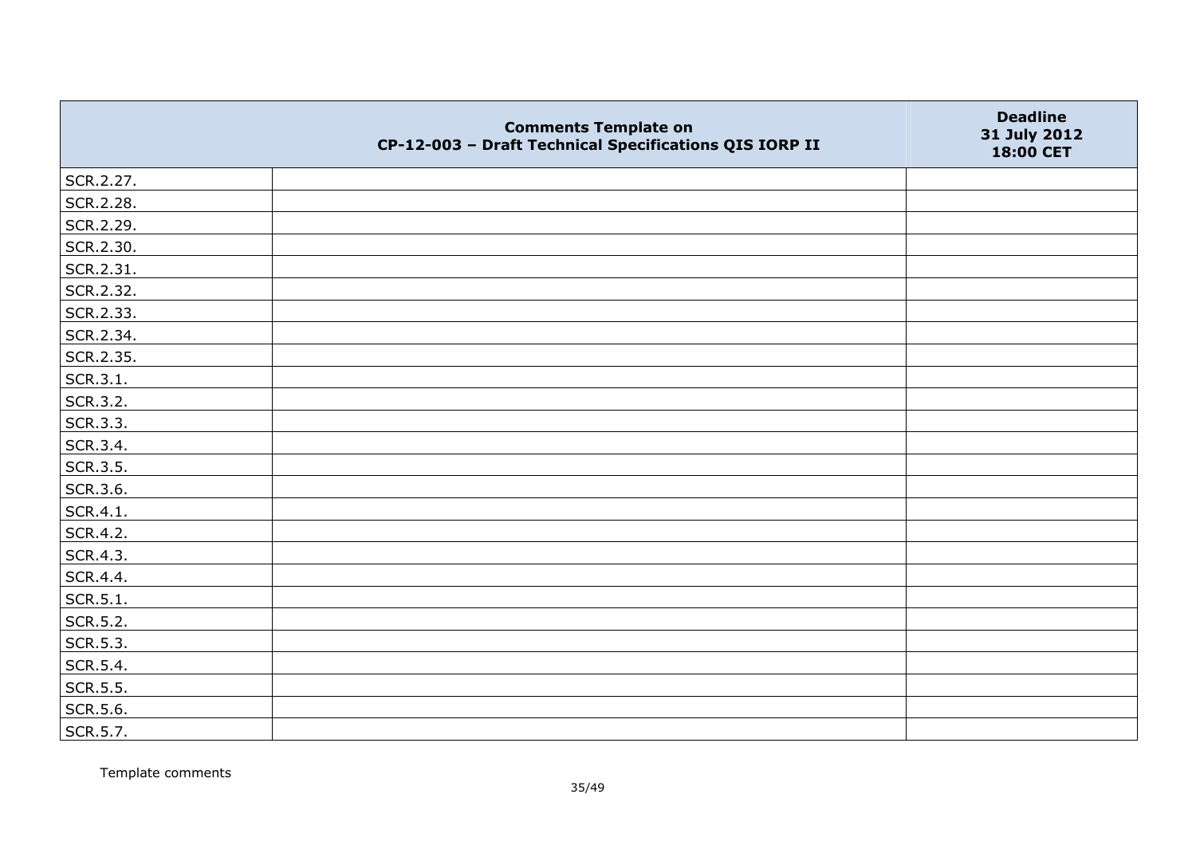| | Comments Template on CP-12-003 – Draft Technical Specifications QIS IORP II | Deadline 31 July 2012 18:00 CET |
|---|---|---|
| SCR.2.27. | | |
| SCR.2.28. | | |
| SCR.2.29. | | |
| SCR.2.30. | | |
| SCR.2.31. | | |
| SCR.2.32. | | |
| SCR.2.33. | | |
| SCR.2.34. | | |
| SCR.2.35. | | |
| SCR.3.1. | | |
| SCR.3.2. | | |
| SCR.3.3. | | |
| SCR.3.4. | | |
| SCR.3.5. | | |
| SCR.3.6. | | |
| SCR.4.1. | | |
| SCR.4.2. | | |
| SCR.4.3. | | |
| SCR.4.4. | | |
| SCR.5.1. | | |
| SCR.5.2. | | |
| SCR.5.3. | | |
| SCR.5.4. | | |
| SCR.5.5. | | |
| SCR.5.6. | | |
| SCR.5.7. | | |

Template comments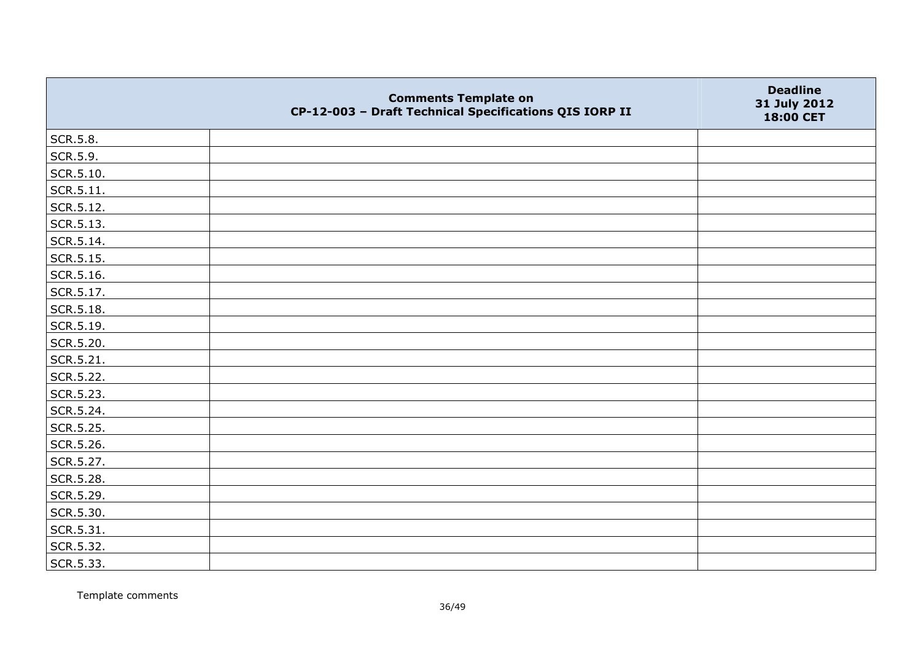|  | Comments Template on CP-12-003 – Draft Technical Specifications QIS IORP II | Deadline 31 July 2012 18:00 CET |
|---|---|---|
| SCR.5.8. |  |  |
| SCR.5.9. |  |  |
| SCR.5.10. |  |  |
| SCR.5.11. |  |  |
| SCR.5.12. |  |  |
| SCR.5.13. |  |  |
| SCR.5.14. |  |  |
| SCR.5.15. |  |  |
| SCR.5.16. |  |  |
| SCR.5.17. |  |  |
| SCR.5.18. |  |  |
| SCR.5.19. |  |  |
| SCR.5.20. |  |  |
| SCR.5.21. |  |  |
| SCR.5.22. |  |  |
| SCR.5.23. |  |  |
| SCR.5.24. |  |  |
| SCR.5.25. |  |  |
| SCR.5.26. |  |  |
| SCR.5.27. |  |  |
| SCR.5.28. |  |  |
| SCR.5.29. |  |  |
| SCR.5.30. |  |  |
| SCR.5.31. |  |  |
| SCR.5.32. |  |  |
| SCR.5.33. |  |  |

Template comments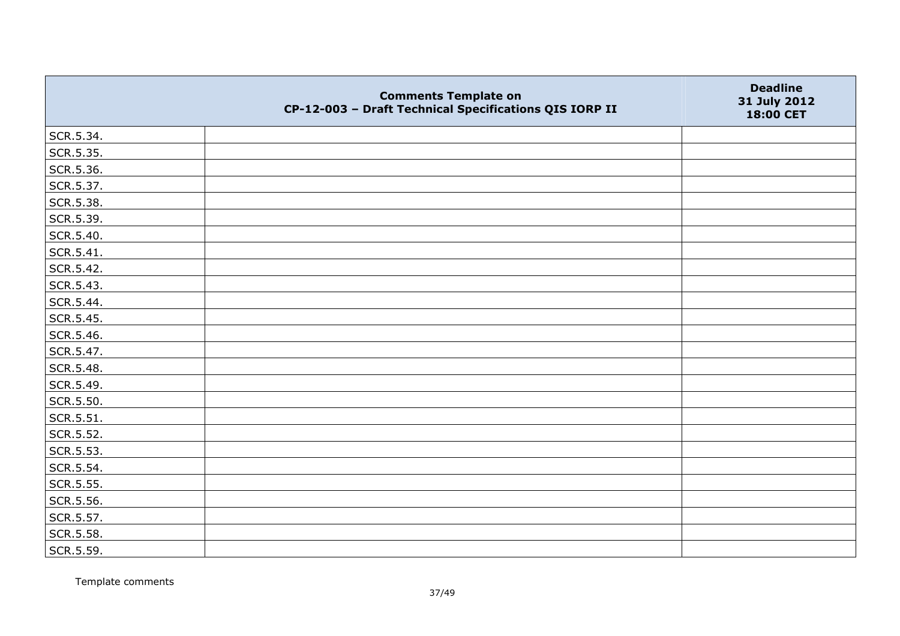| | Comments Template on CP-12-003 – Draft Technical Specifications QIS IORP II | Deadline 31 July 2012 18:00 CET |
|---|---|---|
| SCR.5.34. | | |
| SCR.5.35. | | |
| SCR.5.36. | | |
| SCR.5.37. | | |
| SCR.5.38. | | |
| SCR.5.39. | | |
| SCR.5.40. | | |
| SCR.5.41. | | |
| SCR.5.42. | | |
| SCR.5.43. | | |
| SCR.5.44. | | |
| SCR.5.45. | | |
| SCR.5.46. | | |
| SCR.5.47. | | |
| SCR.5.48. | | |
| SCR.5.49. | | |
| SCR.5.50. | | |
| SCR.5.51. | | |
| SCR.5.52. | | |
| SCR.5.53. | | |
| SCR.5.54. | | |
| SCR.5.55. | | |
| SCR.5.56. | | |
| SCR.5.57. | | |
| SCR.5.58. | | |
| SCR.5.59. | | |

Template comments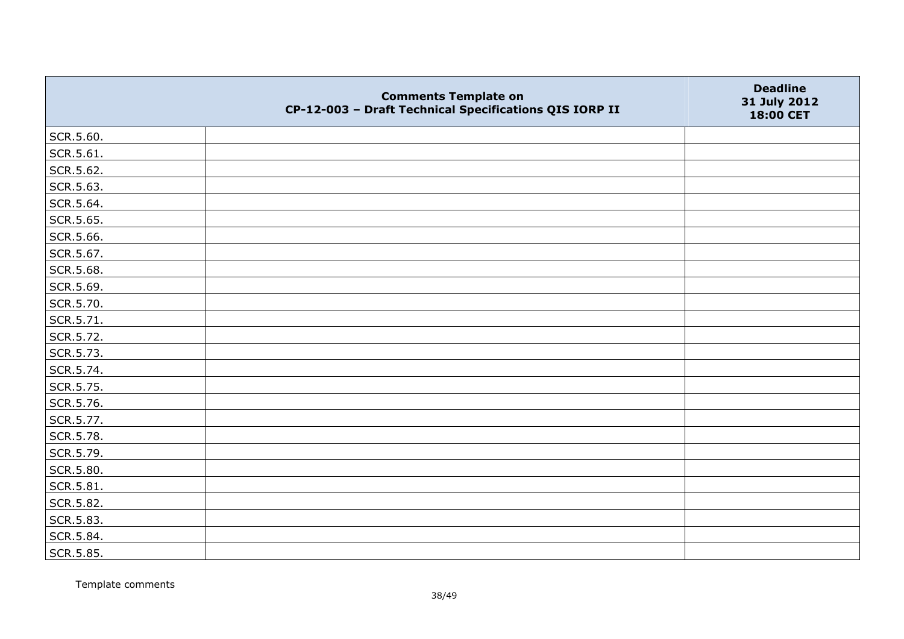| | Comments Template on CP-12-003 – Draft Technical Specifications QIS IORP II | Deadline 31 July 2012 18:00 CET |
|---|---|---|
| SCR.5.60. | | |
| SCR.5.61. | | |
| SCR.5.62. | | |
| SCR.5.63. | | |
| SCR.5.64. | | |
| SCR.5.65. | | |
| SCR.5.66. | | |
| SCR.5.67. | | |
| SCR.5.68. | | |
| SCR.5.69. | | |
| SCR.5.70. | | |
| SCR.5.71. | | |
| SCR.5.72. | | |
| SCR.5.73. | | |
| SCR.5.74. | | |
| SCR.5.75. | | |
| SCR.5.76. | | |
| SCR.5.77. | | |
| SCR.5.78. | | |
| SCR.5.79. | | |
| SCR.5.80. | | |
| SCR.5.81. | | |
| SCR.5.82. | | |
| SCR.5.83. | | |
| SCR.5.84. | | |
| SCR.5.85. | | |

Template comments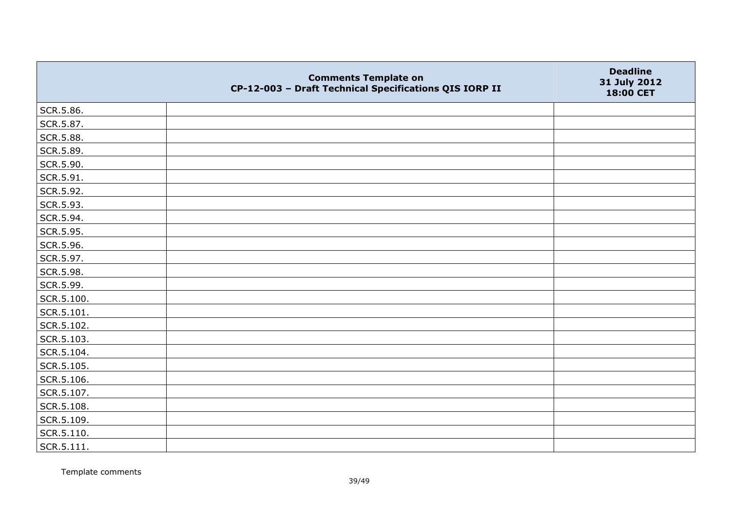| | Comments Template on CP-12-003 – Draft Technical Specifications QIS IORP II | Deadline 31 July 2012 18:00 CET |
|---|---|---|
| SCR.5.86. | | |
| SCR.5.87. | | |
| SCR.5.88. | | |
| SCR.5.89. | | |
| SCR.5.90. | | |
| SCR.5.91. | | |
| SCR.5.92. | | |
| SCR.5.93. | | |
| SCR.5.94. | | |
| SCR.5.95. | | |
| SCR.5.96. | | |
| SCR.5.97. | | |
| SCR.5.98. | | |
| SCR.5.99. | | |
| SCR.5.100. | | |
| SCR.5.101. | | |
| SCR.5.102. | | |
| SCR.5.103. | | |
| SCR.5.104. | | |
| SCR.5.105. | | |
| SCR.5.106. | | |
| SCR.5.107. | | |
| SCR.5.108. | | |
| SCR.5.109. | | |
| SCR.5.110. | | |
| SCR.5.111. | | |

Template comments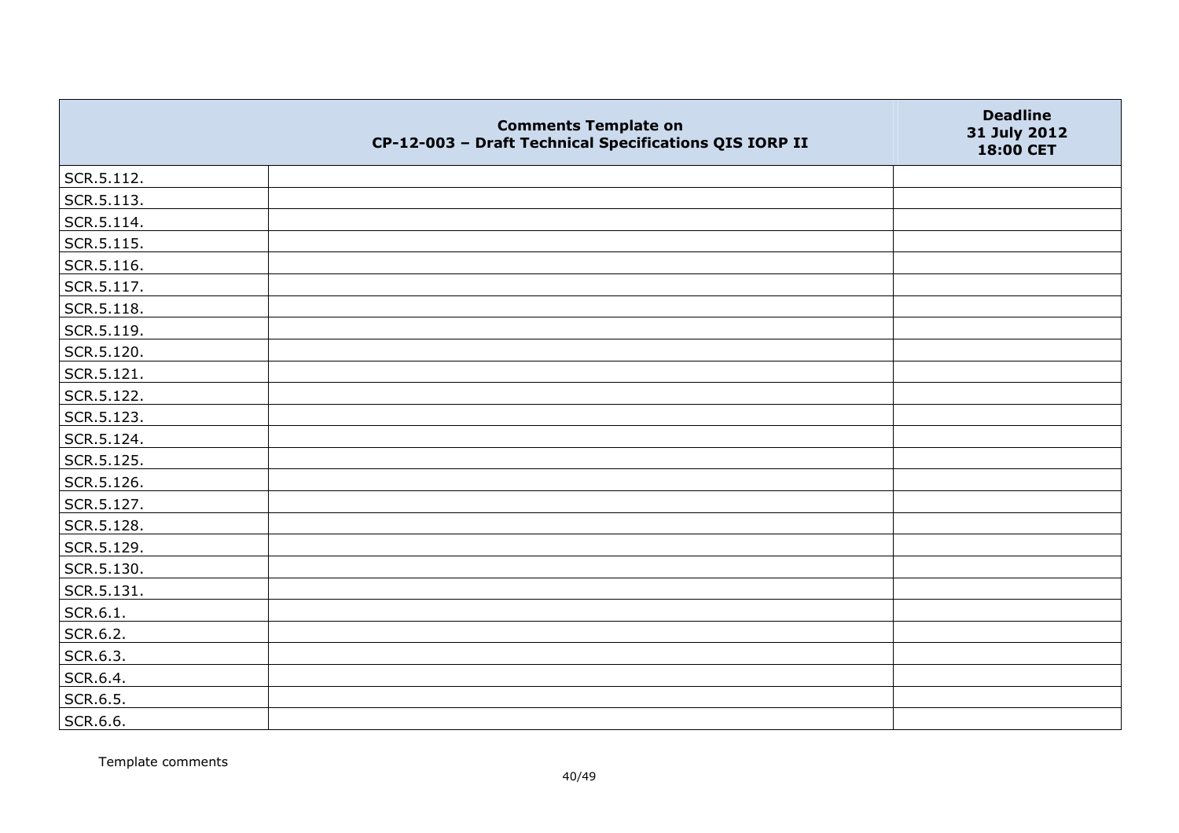|  | Comments Template on<br>CP-12-003 – Draft Technical Specifications QIS IORP II | Deadline<br>31 July 2012<br>18:00 CET |
|---|---|---|
| SCR.5.112. |  |  |
| SCR.5.113. |  |  |
| SCR.5.114. |  |  |
| SCR.5.115. |  |  |
| SCR.5.116. |  |  |
| SCR.5.117. |  |  |
| SCR.5.118. |  |  |
| SCR.5.119. |  |  |
| SCR.5.120. |  |  |
| SCR.5.121. |  |  |
| SCR.5.122. |  |  |
| SCR.5.123. |  |  |
| SCR.5.124. |  |  |
| SCR.5.125. |  |  |
| SCR.5.126. |  |  |
| SCR.5.127. |  |  |
| SCR.5.128. |  |  |
| SCR.5.129. |  |  |
| SCR.5.130. |  |  |
| SCR.5.131. |  |  |
| SCR.6.1. |  |  |
| SCR.6.2. |  |  |
| SCR.6.3. |  |  |
| SCR.6.4. |  |  |
| SCR.6.5. |  |  |
| SCR.6.6. |  |  |

Template comments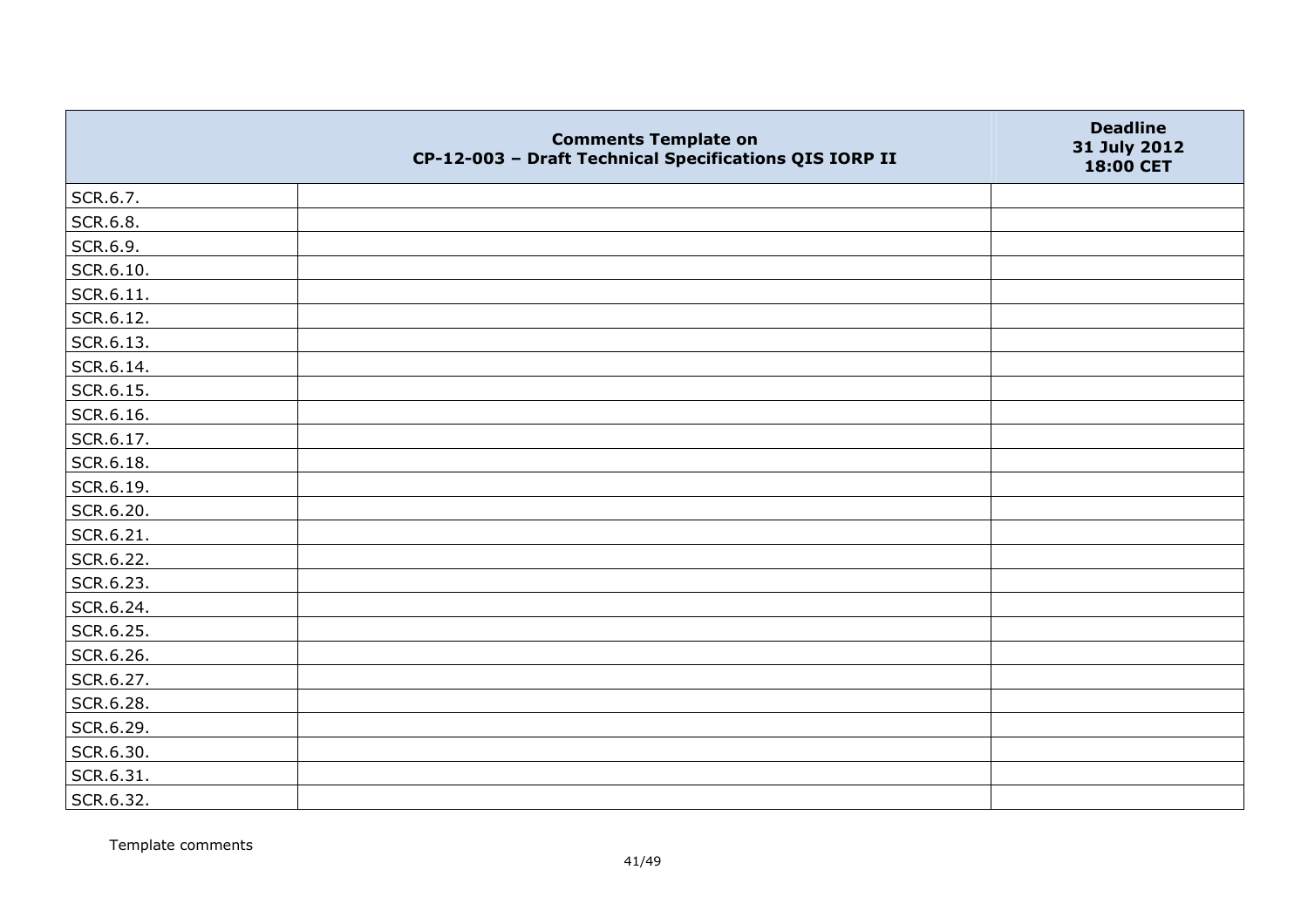|  | Comments Template on CP-12-003 – Draft Technical Specifications QIS IORP II | Deadline 31 July 2012 18:00 CET |
|---|---|---|
| SCR.6.7. |  |  |
| SCR.6.8. |  |  |
| SCR.6.9. |  |  |
| SCR.6.10. |  |  |
| SCR.6.11. |  |  |
| SCR.6.12. |  |  |
| SCR.6.13. |  |  |
| SCR.6.14. |  |  |
| SCR.6.15. |  |  |
| SCR.6.16. |  |  |
| SCR.6.17. |  |  |
| SCR.6.18. |  |  |
| SCR.6.19. |  |  |
| SCR.6.20. |  |  |
| SCR.6.21. |  |  |
| SCR.6.22. |  |  |
| SCR.6.23. |  |  |
| SCR.6.24. |  |  |
| SCR.6.25. |  |  |
| SCR.6.26. |  |  |
| SCR.6.27. |  |  |
| SCR.6.28. |  |  |
| SCR.6.29. |  |  |
| SCR.6.30. |  |  |
| SCR.6.31. |  |  |
| SCR.6.32. |  |  |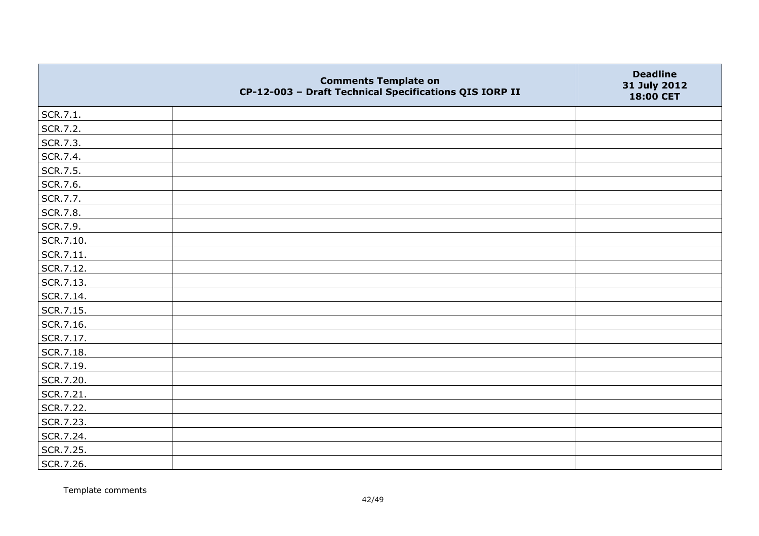|  | Comments Template on CP-12-003 – Draft Technical Specifications QIS IORP II | Deadline 31 July 2012 18:00 CET |
|---|---|---|
| SCR.7.1. |  |  |
| SCR.7.2. |  |  |
| SCR.7.3. |  |  |
| SCR.7.4. |  |  |
| SCR.7.5. |  |  |
| SCR.7.6. |  |  |
| SCR.7.7. |  |  |
| SCR.7.8. |  |  |
| SCR.7.9. |  |  |
| SCR.7.10. |  |  |
| SCR.7.11. |  |  |
| SCR.7.12. |  |  |
| SCR.7.13. |  |  |
| SCR.7.14. |  |  |
| SCR.7.15. |  |  |
| SCR.7.16. |  |  |
| SCR.7.17. |  |  |
| SCR.7.18. |  |  |
| SCR.7.19. |  |  |
| SCR.7.20. |  |  |
| SCR.7.21. |  |  |
| SCR.7.22. |  |  |
| SCR.7.23. |  |  |
| SCR.7.24. |  |  |
| SCR.7.25. |  |  |
| SCR.7.26. |  |  |

Template comments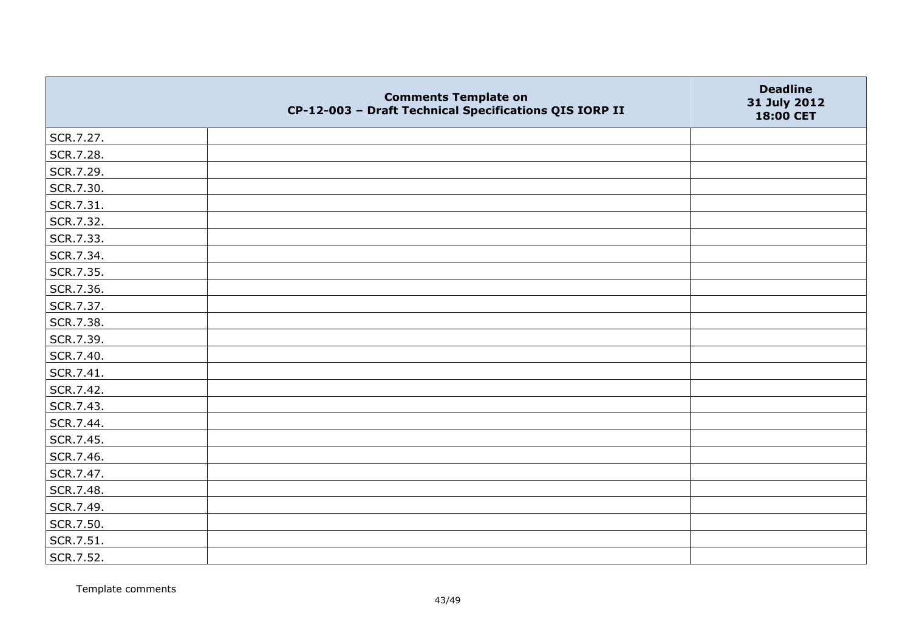|  | Comments Template on<br>CP-12-003 – Draft Technical Specifications QIS IORP II | Deadline<br>31 July 2012<br>18:00 CET |
|---|---|---|
| SCR.7.27. |  |  |
| SCR.7.28. |  |  |
| SCR.7.29. |  |  |
| SCR.7.30. |  |  |
| SCR.7.31. |  |  |
| SCR.7.32. |  |  |
| SCR.7.33. |  |  |
| SCR.7.34. |  |  |
| SCR.7.35. |  |  |
| SCR.7.36. |  |  |
| SCR.7.37. |  |  |
| SCR.7.38. |  |  |
| SCR.7.39. |  |  |
| SCR.7.40. |  |  |
| SCR.7.41. |  |  |
| SCR.7.42. |  |  |
| SCR.7.43. |  |  |
| SCR.7.44. |  |  |
| SCR.7.45. |  |  |
| SCR.7.46. |  |  |
| SCR.7.47. |  |  |
| SCR.7.48. |  |  |
| SCR.7.49. |  |  |
| SCR.7.50. |  |  |
| SCR.7.51. |  |  |
| SCR.7.52. |  |  |

Template comments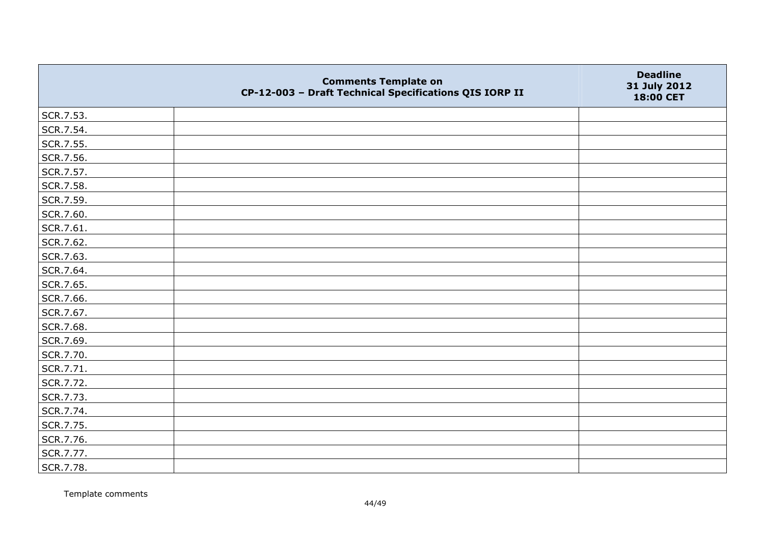|  | Comments Template on CP-12-003 – Draft Technical Specifications QIS IORP II | Deadline 31 July 2012 18:00 CET |
|---|---|---|
| SCR.7.53. |  |  |
| SCR.7.54. |  |  |
| SCR.7.55. |  |  |
| SCR.7.56. |  |  |
| SCR.7.57. |  |  |
| SCR.7.58. |  |  |
| SCR.7.59. |  |  |
| SCR.7.60. |  |  |
| SCR.7.61. |  |  |
| SCR.7.62. |  |  |
| SCR.7.63. |  |  |
| SCR.7.64. |  |  |
| SCR.7.65. |  |  |
| SCR.7.66. |  |  |
| SCR.7.67. |  |  |
| SCR.7.68. |  |  |
| SCR.7.69. |  |  |
| SCR.7.70. |  |  |
| SCR.7.71. |  |  |
| SCR.7.72. |  |  |
| SCR.7.73. |  |  |
| SCR.7.74. |  |  |
| SCR.7.75. |  |  |
| SCR.7.76. |  |  |
| SCR.7.77. |  |  |
| SCR.7.78. |  |  |

Template comments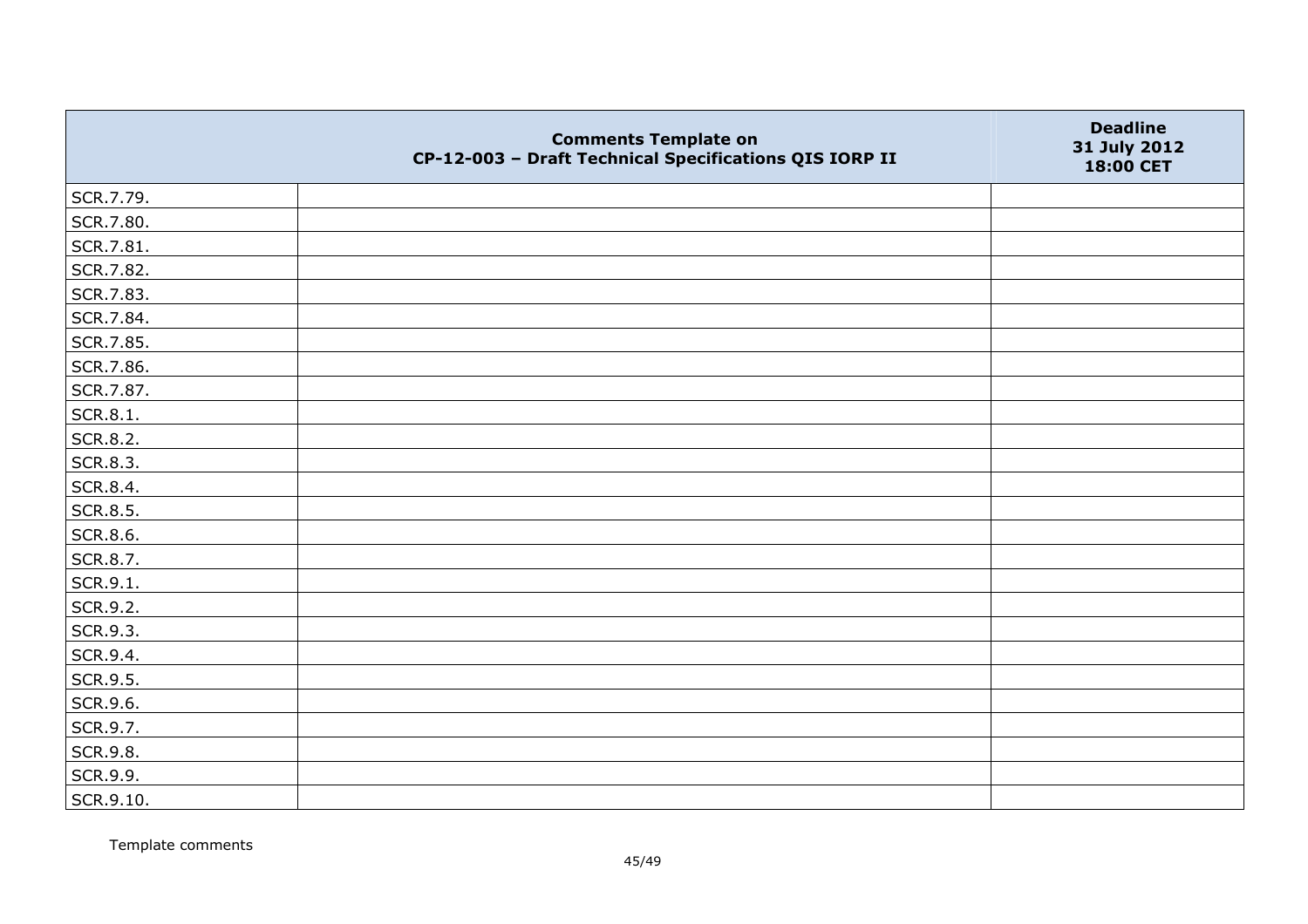| | Comments Template on CP-12-003 – Draft Technical Specifications QIS IORP II | Deadline 31 July 2012 18:00 CET |
|---|---|---|
| SCR.7.79. | | |
| SCR.7.80. | | |
| SCR.7.81. | | |
| SCR.7.82. | | |
| SCR.7.83. | | |
| SCR.7.84. | | |
| SCR.7.85. | | |
| SCR.7.86. | | |
| SCR.7.87. | | |
| SCR.8.1. | | |
| SCR.8.2. | | |
| SCR.8.3. | | |
| SCR.8.4. | | |
| SCR.8.5. | | |
| SCR.8.6. | | |
| SCR.8.7. | | |
| SCR.9.1. | | |
| SCR.9.2. | | |
| SCR.9.3. | | |
| SCR.9.4. | | |
| SCR.9.5. | | |
| SCR.9.6. | | |
| SCR.9.7. | | |
| SCR.9.8. | | |
| SCR.9.9. | | |
| SCR.9.10. | | |

Template comments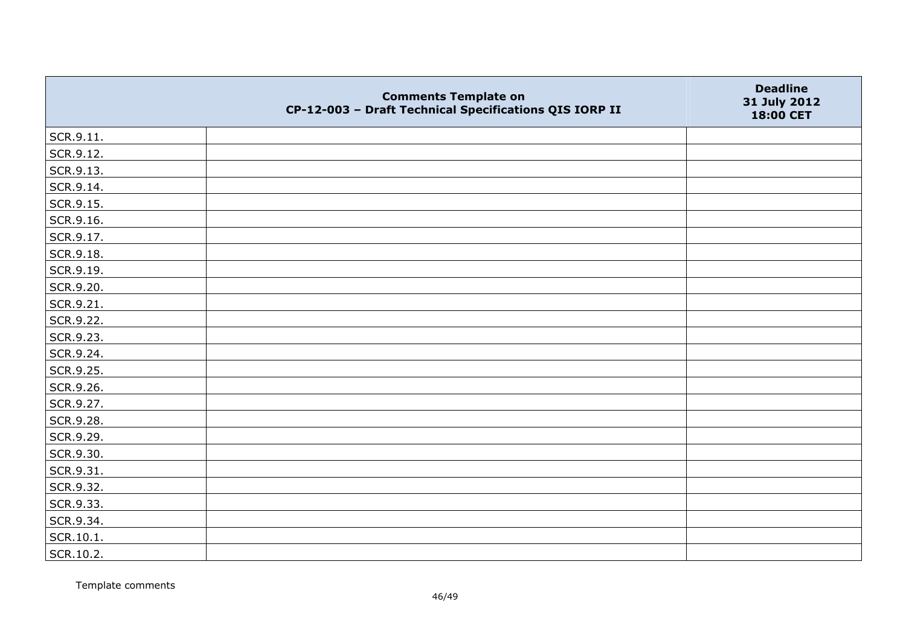| | Comments Template on<br>CP-12-003 – Draft Technical Specifications QIS IORP II | Deadline<br>31 July 2012<br>18:00 CET |
|---|---|---|
| SCR.9.11. | | |
| SCR.9.12. | | |
| SCR.9.13. | | |
| SCR.9.14. | | |
| SCR.9.15. | | |
| SCR.9.16. | | |
| SCR.9.17. | | |
| SCR.9.18. | | |
| SCR.9.19. | | |
| SCR.9.20. | | |
| SCR.9.21. | | |
| SCR.9.22. | | |
| SCR.9.23. | | |
| SCR.9.24. | | |
| SCR.9.25. | | |
| SCR.9.26. | | |
| SCR.9.27. | | |
| SCR.9.28. | | |
| SCR.9.29. | | |
| SCR.9.30. | | |
| SCR.9.31. | | |
| SCR.9.32. | | |
| SCR.9.33. | | |
| SCR.9.34. | | |
| SCR.10.1. | | |
| SCR.10.2. | | |

Template comments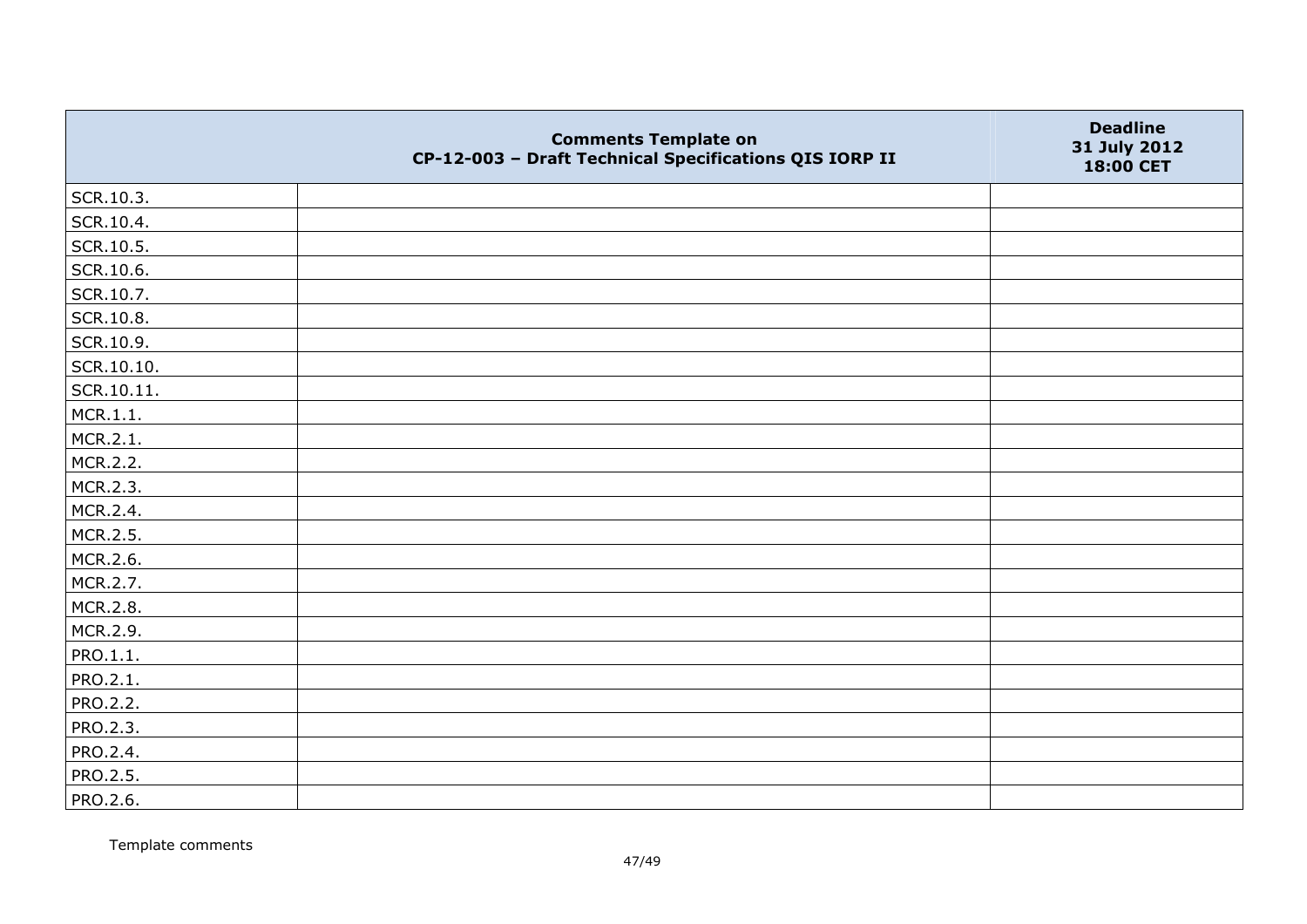| | Comments Template on CP-12-003 – Draft Technical Specifications QIS IORP II | Deadline 31 July 2012 18:00 CET |
|---|---|---|
| SCR.10.3. | | |
| SCR.10.4. | | |
| SCR.10.5. | | |
| SCR.10.6. | | |
| SCR.10.7. | | |
| SCR.10.8. | | |
| SCR.10.9. | | |
| SCR.10.10. | | |
| SCR.10.11. | | |
| MCR.1.1. | | |
| MCR.2.1. | | |
| MCR.2.2. | | |
| MCR.2.3. | | |
| MCR.2.4. | | |
| MCR.2.5. | | |
| MCR.2.6. | | |
| MCR.2.7. | | |
| MCR.2.8. | | |
| MCR.2.9. | | |
| PRO.1.1. | | |
| PRO.2.1. | | |
| PRO.2.2. | | |
| PRO.2.3. | | |
| PRO.2.4. | | |
| PRO.2.5. | | |
| PRO.2.6. | | |

Template comments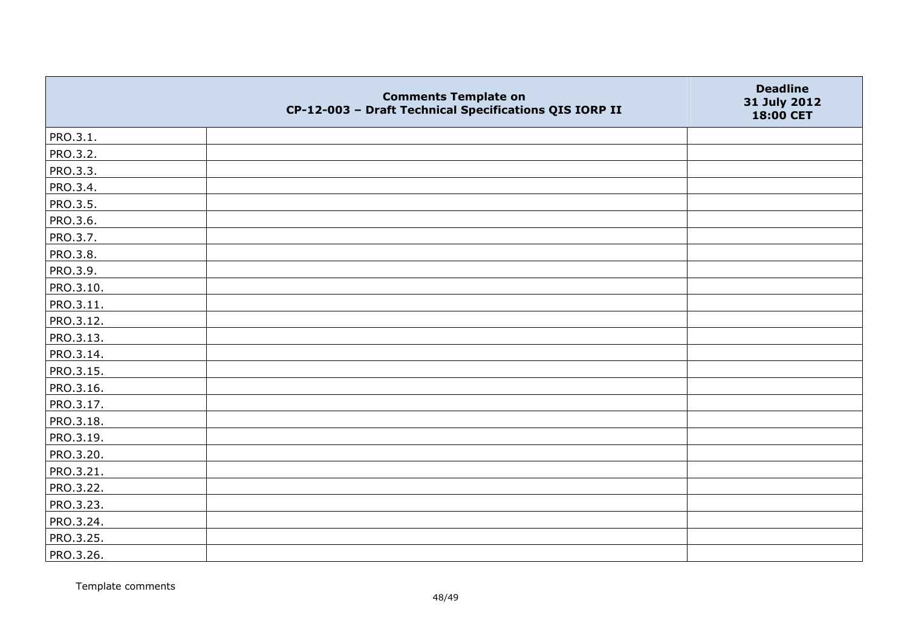| | Comments Template on CP-12-003 – Draft Technical Specifications QIS IORP II | Deadline 31 July 2012 18:00 CET |
|---|---|---|
| PRO.3.1. | | |
| PRO.3.2. | | |
| PRO.3.3. | | |
| PRO.3.4. | | |
| PRO.3.5. | | |
| PRO.3.6. | | |
| PRO.3.7. | | |
| PRO.3.8. | | |
| PRO.3.9. | | |
| PRO.3.10. | | |
| PRO.3.11. | | |
| PRO.3.12. | | |
| PRO.3.13. | | |
| PRO.3.14. | | |
| PRO.3.15. | | |
| PRO.3.16. | | |
| PRO.3.17. | | |
| PRO.3.18. | | |
| PRO.3.19. | | |
| PRO.3.20. | | |
| PRO.3.21. | | |
| PRO.3.22. | | |
| PRO.3.23. | | |
| PRO.3.24. | | |
| PRO.3.25. | | |
| PRO.3.26. | | |

Template comments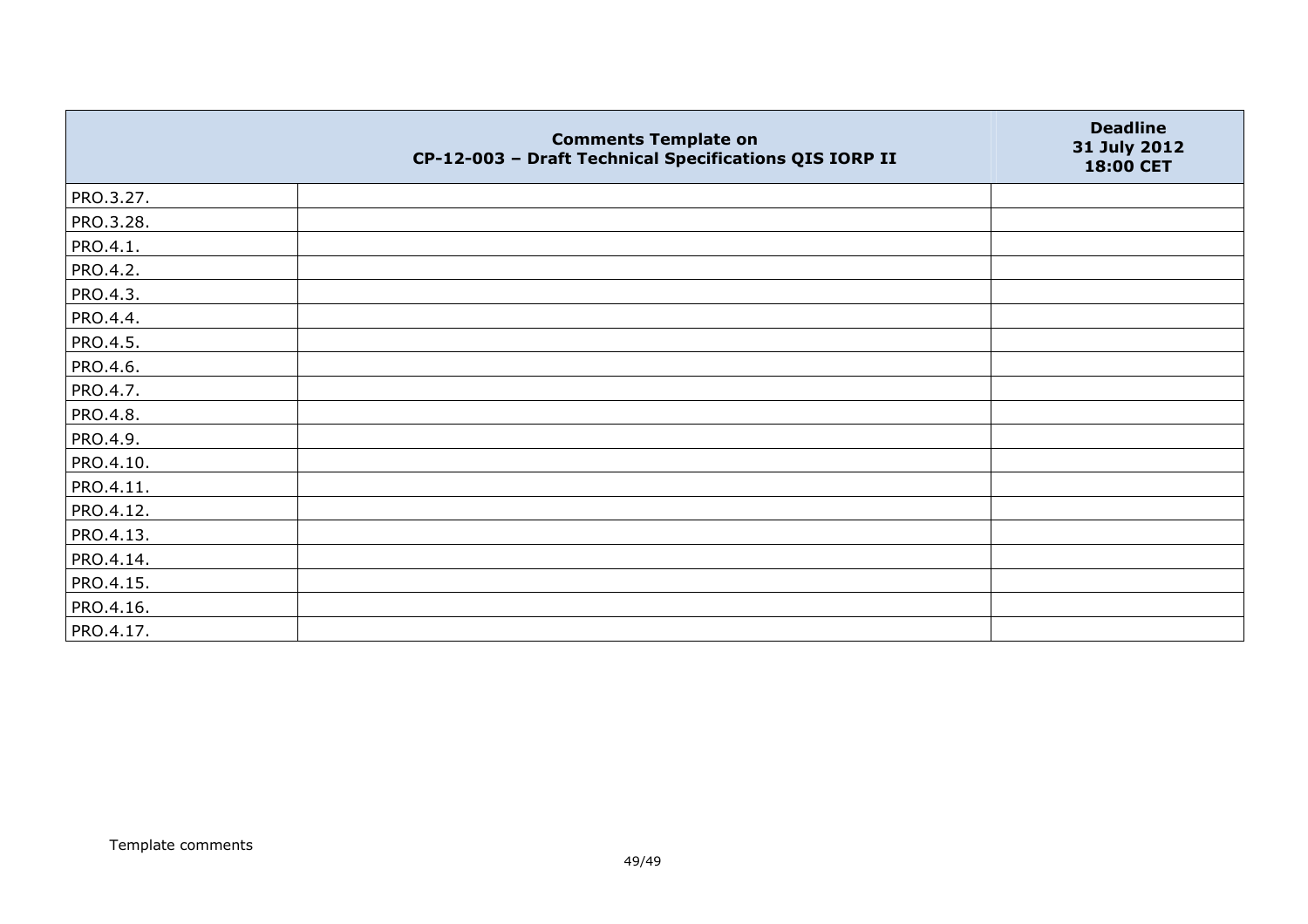| | Comments Template on CP-12-003 – Draft Technical Specifications QIS IORP II | Deadline 31 July 2012 18:00 CET |
|---|---|---|
| PRO.3.27. | | |
| PRO.3.28. | | |
| PRO.4.1. | | |
| PRO.4.2. | | |
| PRO.4.3. | | |
| PRO.4.4. | | |
| PRO.4.5. | | |
| PRO.4.6. | | |
| PRO.4.7. | | |
| PRO.4.8. | | |
| PRO.4.9. | | |
| PRO.4.10. | | |
| PRO.4.11. | | |
| PRO.4.12. | | |
| PRO.4.13. | | |
| PRO.4.14. | | |
| PRO.4.15. | | |
| PRO.4.16. | | |
| PRO.4.17. | | |

Template comments